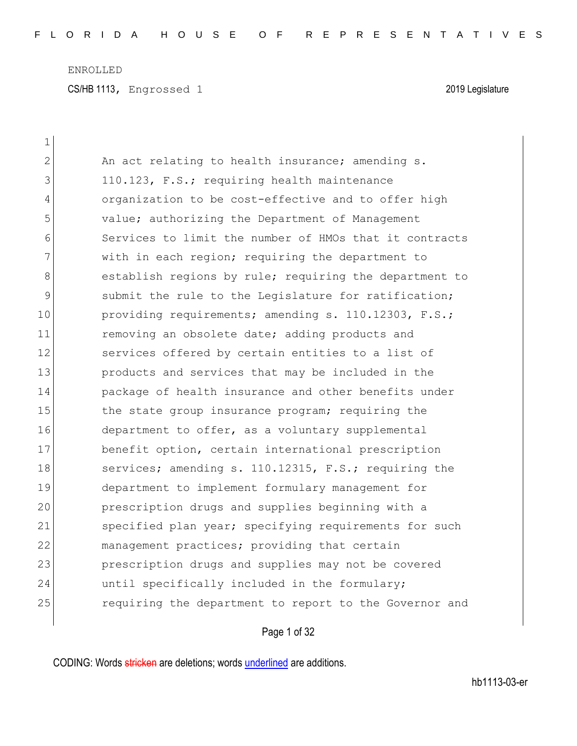ENROLLED

CS/HB 1113, Engrossed 1 2019 Legislature

An act relating to health insurance; amending s. 110.123, F.S.; requiring health maintenance organization to be cost-effective and to offer high value; authorizing the Department of Management Services to limit the number of HMOs that it contracts with in each region; requiring the department to establish regions by rule; requiring the department to submit the rule to the Legislature for ratification; providing requirements; amending s. 110.12303, F.S.; removing an obsolete date; adding products and services offered by certain entities to a list of products and services that may be included in the package of health insurance and other benefits under the state group insurance program; requiring the department to offer, as a voluntary supplemental benefit option, certain international prescription services; amending s. 110.12315, F.S.; requiring the department to implement formulary management for prescription drugs and supplies beginning with a specified plan year; specifying requirements for such management practices; providing that certain prescription drugs and supplies may not be covered until specifically included in the formulary; requiring the department to report to the Governor and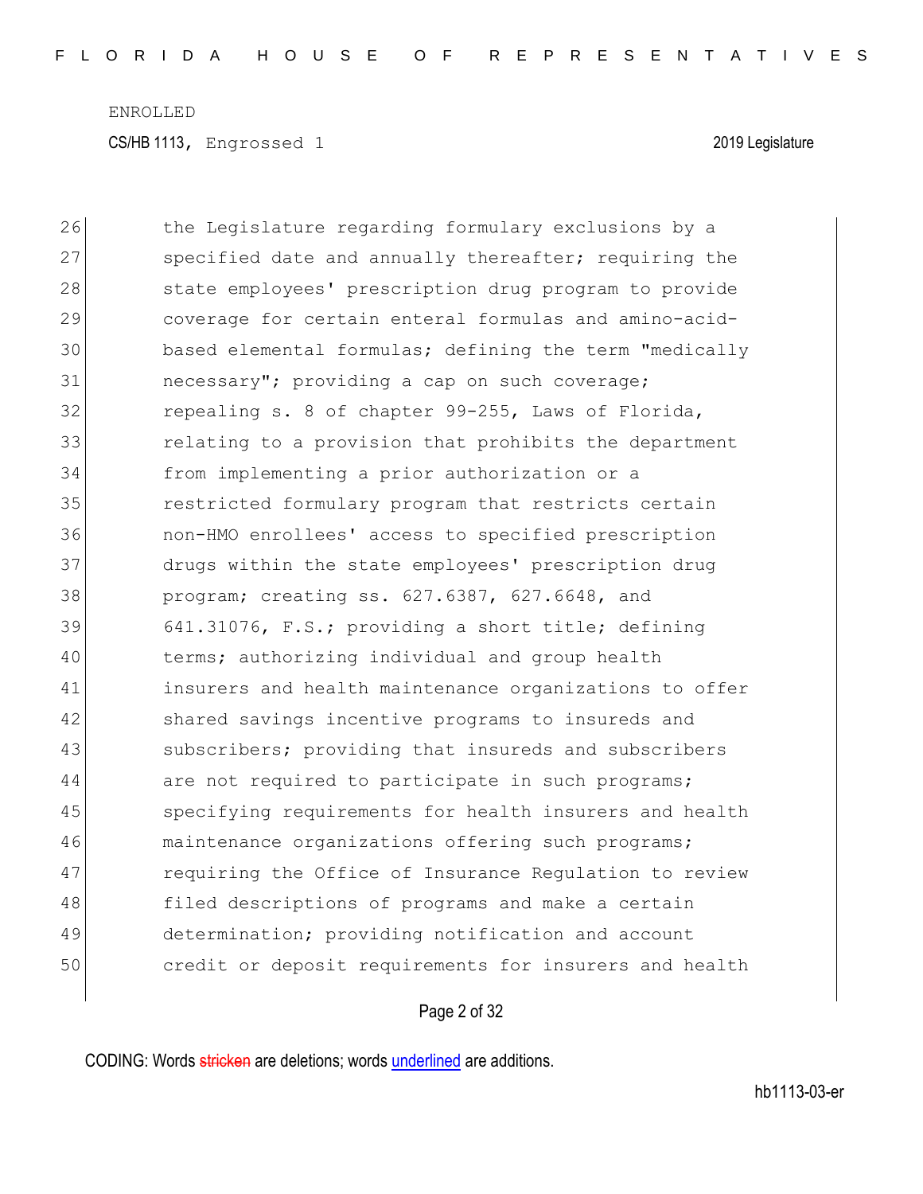26 the Legislature regarding formulary exclusions by a
27 specified date and annually thereafter; requiring the
28 state employees' prescription drug program to provide
29 coverage for certain enteral formulas and amino-acid-
30 based elemental formulas; defining the term "medically
31 necessary"; providing a cap on such coverage;
32 repealing s. 8 of chapter 99-255, Laws of Florida,
33 relating to a provision that prohibits the department
34 from implementing a prior authorization or a
35 restricted formulary program that restricts certain
36 non-HMO enrollees' access to specified prescription
37 drugs within the state employees' prescription drug
38 program; creating ss. 627.6387, 627.6648, and
39 641.31076, F.S.; providing a short title; defining
40 terms; authorizing individual and group health
41 insurers and health maintenance organizations to offer
42 shared savings incentive programs to insureds and
43 subscribers; providing that insureds and subscribers
44 are not required to participate in such programs;
45 specifying requirements for health insurers and health
46 maintenance organizations offering such programs;
47 requiring the Office of Insurance Regulation to review
48 filed descriptions of programs and make a certain
49 determination; providing notification and account
50 credit or deposit requirements for insurers and health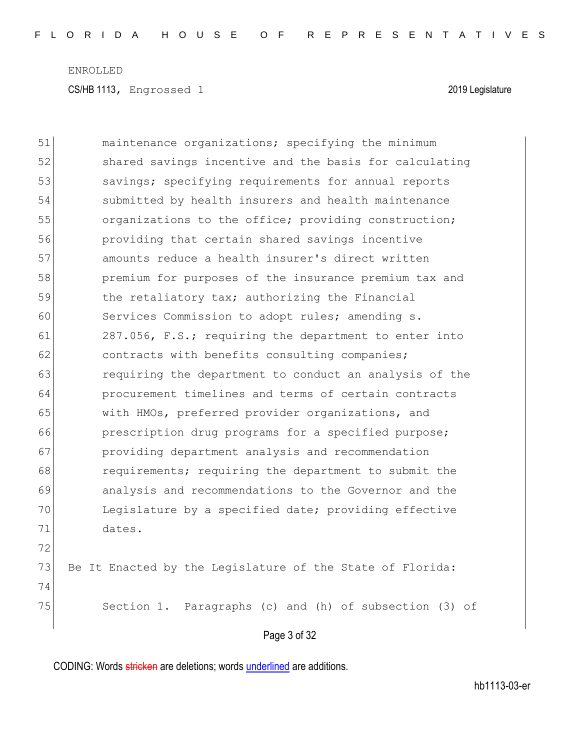maintenance organizations; specifying the minimum shared savings incentive and the basis for calculating savings; specifying requirements for annual reports submitted by health insurers and health maintenance organizations to the office; providing construction; providing that certain shared savings incentive amounts reduce a health insurer's direct written premium for purposes of the insurance premium tax and the retaliatory tax; authorizing the Financial Services Commission to adopt rules; amending s. 287.056, F.S.; requiring the department to enter into contracts with benefits consulting companies; requiring the department to conduct an analysis of the procurement timelines and terms of certain contracts with HMOs, preferred provider organizations, and prescription drug programs for a specified purpose; providing department analysis and recommendation requirements; requiring the department to submit the analysis and recommendations to the Governor and the Legislature by a specified date; providing effective dates.

Be It Enacted by the Legislature of the State of Florida:

Section 1. Paragraphs (c) and (h) of subsection (3) of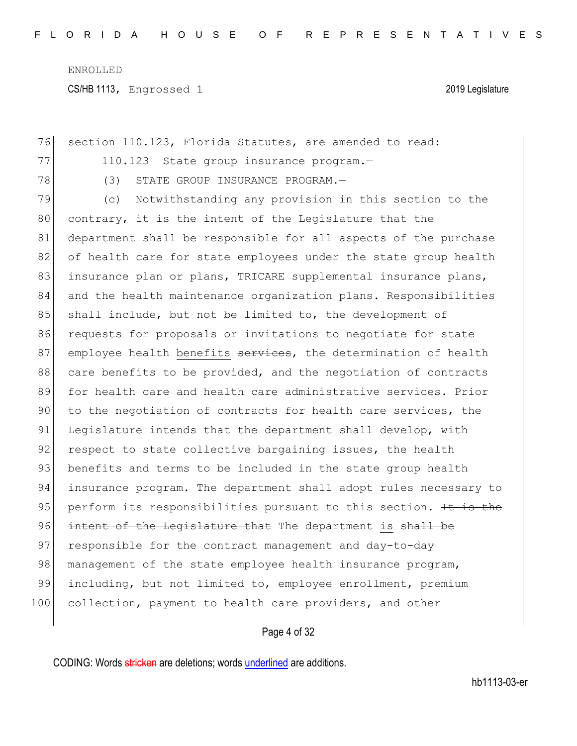section 110.123, Florida Statutes, are amended to read:

110.123 State group insurance program.—

(3) STATE GROUP INSURANCE PROGRAM.—

(c) Notwithstanding any provision in this section to the contrary, it is the intent of the Legislature that the department shall be responsible for all aspects of the purchase of health care for state employees under the state group health insurance plan or plans, TRICARE supplemental insurance plans, and the health maintenance organization plans. Responsibilities shall include, but not be limited to, the development of requests for proposals or invitations to negotiate for state employee health benefits ~~services~~, the determination of health care benefits to be provided, and the negotiation of contracts for health care and health care administrative services. Prior to the negotiation of contracts for health care services, the Legislature intends that the department shall develop, with respect to state collective bargaining issues, the health benefits and terms to be included in the state group health insurance program. The department shall adopt rules necessary to perform its responsibilities pursuant to this section. ~~It is the intent of the Legislature that~~ The department is ~~shall be~~ responsible for the contract management and day-to-day management of the state employee health insurance program, including, but not limited to, employee enrollment, premium collection, payment to health care providers, and other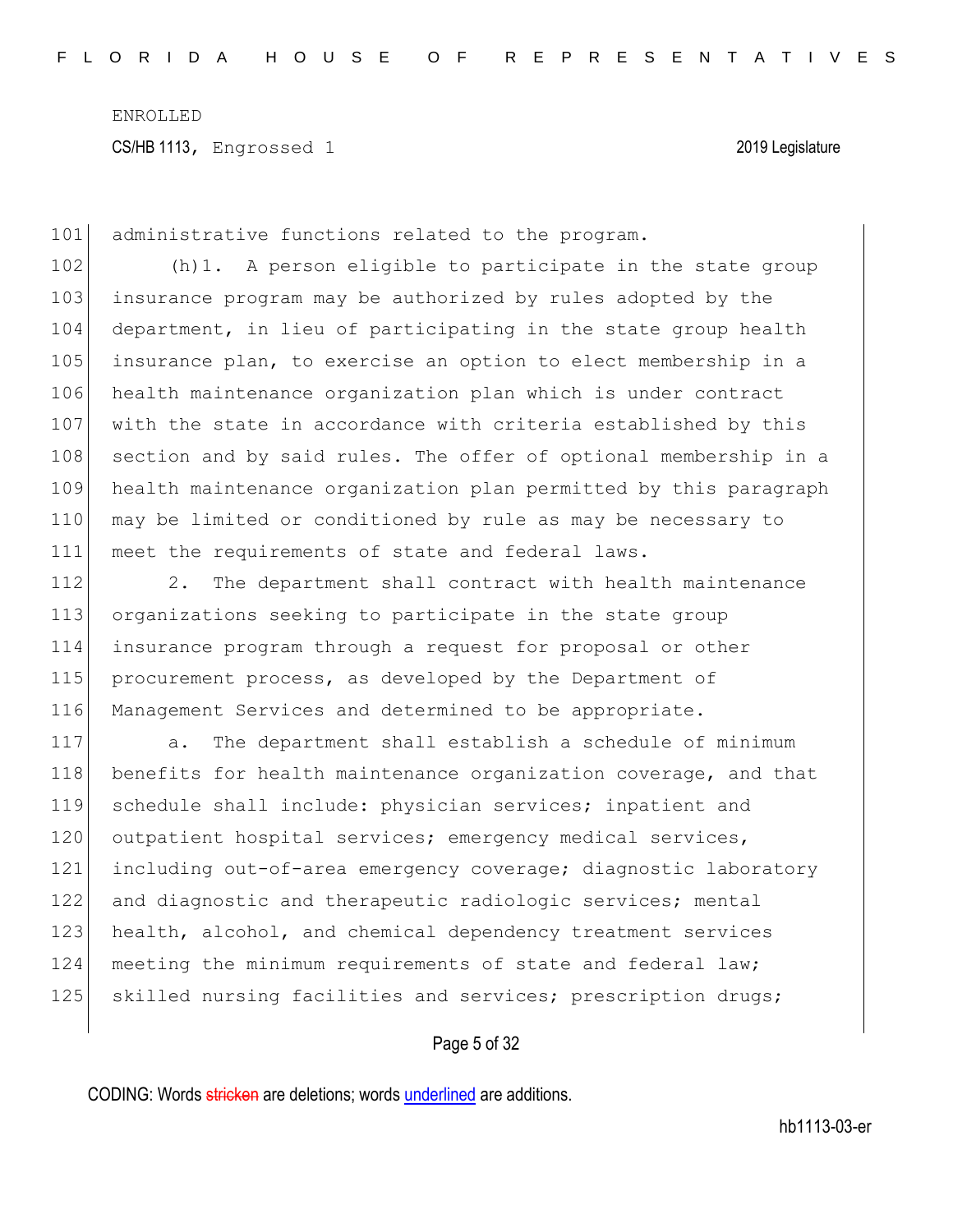administrative functions related to the program.

(h)1. A person eligible to participate in the state group insurance program may be authorized by rules adopted by the department, in lieu of participating in the state group health insurance plan, to exercise an option to elect membership in a health maintenance organization plan which is under contract with the state in accordance with criteria established by this section and by said rules. The offer of optional membership in a health maintenance organization plan permitted by this paragraph may be limited or conditioned by rule as may be necessary to meet the requirements of state and federal laws.

2. The department shall contract with health maintenance organizations seeking to participate in the state group insurance program through a request for proposal or other procurement process, as developed by the Department of Management Services and determined to be appropriate.

a. The department shall establish a schedule of minimum benefits for health maintenance organization coverage, and that schedule shall include: physician services; inpatient and outpatient hospital services; emergency medical services, including out-of-area emergency coverage; diagnostic laboratory and diagnostic and therapeutic radiologic services; mental health, alcohol, and chemical dependency treatment services meeting the minimum requirements of state and federal law; skilled nursing facilities and services; prescription drugs;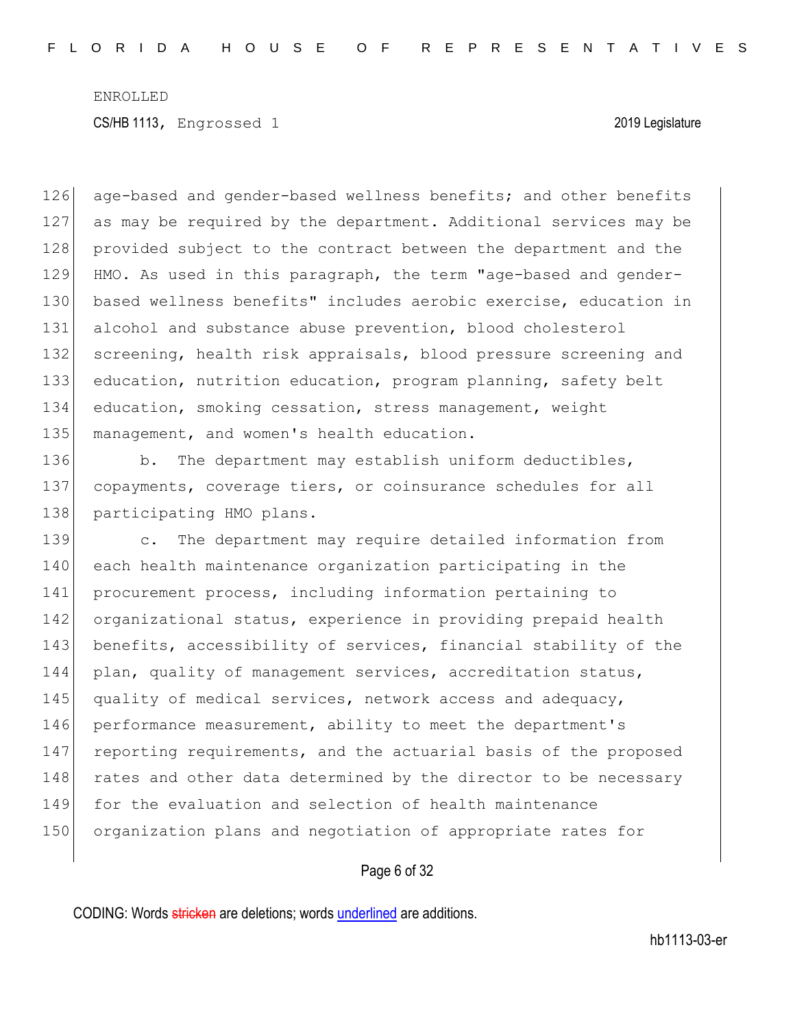age-based and gender-based wellness benefits; and other benefits as may be required by the department. Additional services may be provided subject to the contract between the department and the HMO. As used in this paragraph, the term "age-based and gender-based wellness benefits" includes aerobic exercise, education in alcohol and substance abuse prevention, blood cholesterol screening, health risk appraisals, blood pressure screening and education, nutrition education, program planning, safety belt education, smoking cessation, stress management, weight management, and women's health education.

b. The department may establish uniform deductibles, copayments, coverage tiers, or coinsurance schedules for all participating HMO plans.

c. The department may require detailed information from each health maintenance organization participating in the procurement process, including information pertaining to organizational status, experience in providing prepaid health benefits, accessibility of services, financial stability of the plan, quality of management services, accreditation status, quality of medical services, network access and adequacy, performance measurement, ability to meet the department's reporting requirements, and the actuarial basis of the proposed rates and other data determined by the director to be necessary for the evaluation and selection of health maintenance organization plans and negotiation of appropriate rates for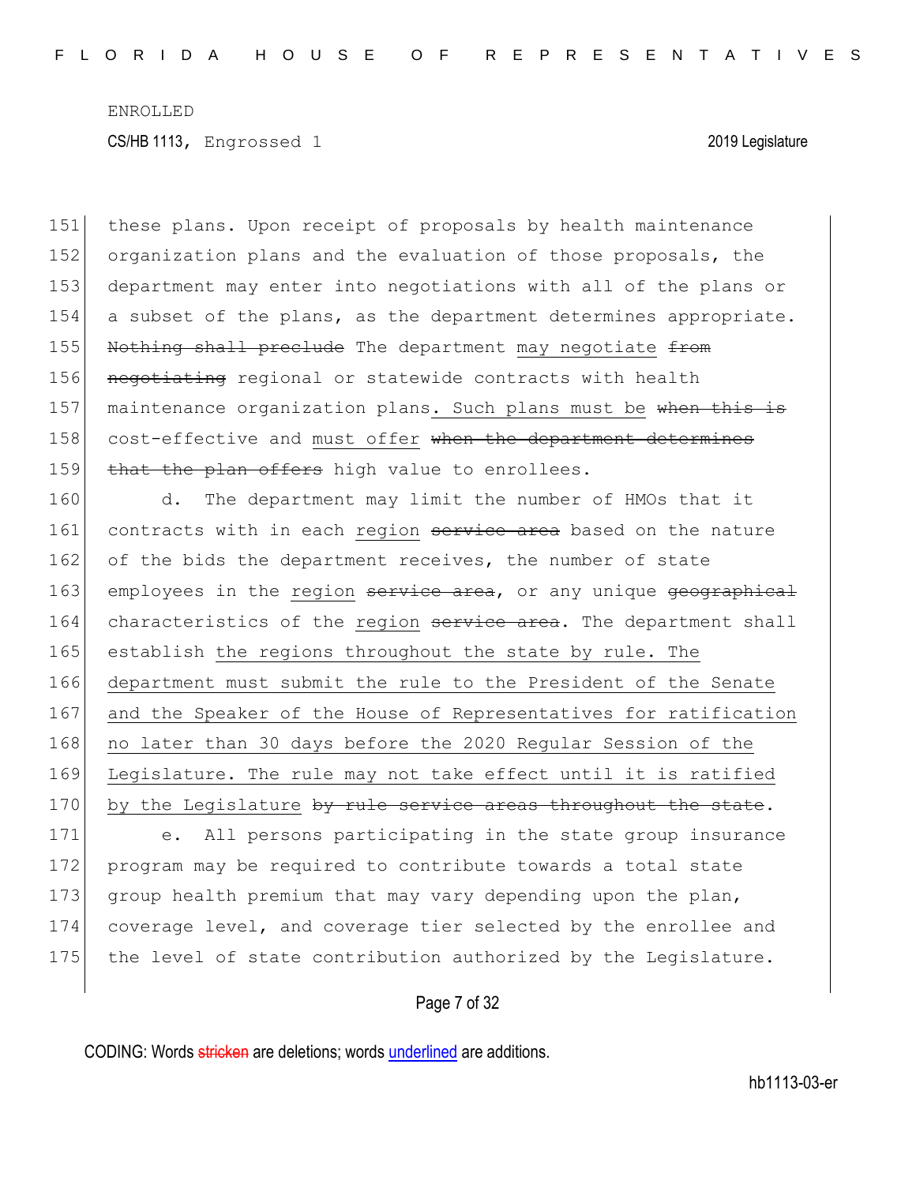ENROLLED

CS/HB 1113, Engrossed 1 2019 Legislature

151 these plans. Upon receipt of proposals by health maintenance
152 organization plans and the evaluation of those proposals, the
153 department may enter into negotiations with all of the plans or
154 a subset of the plans, as the department determines appropriate.
155 ~~Nothing shall preclude~~ The department <u>may negotiate</u> ~~from~~
156 ~~negotiating~~ regional or statewide contracts with health
157 maintenance organization plans<u>. Such plans must be</u> ~~when this is~~
158 cost-effective and <u>must offer</u> ~~when the department determines~~
159 ~~that the plan offers~~ high value to enrollees.

160 d. The department may limit the number of HMOs that it
161 contracts with in each <u>region</u> ~~service area~~ based on the nature
162 of the bids the department receives, the number of state
163 employees in the <u>region</u> ~~service area~~, or any unique ~~geographical~~
164 characteristics of the <u>region</u> ~~service area~~. The department shall
165 establish <u>the regions throughout the state by rule. The</u>
166 <u>department must submit the rule to the President of the Senate</u>
167 <u>and the Speaker of the House of Representatives for ratification</u>
168 <u>no later than 30 days before the 2020 Regular Session of the</u>
169 <u>Legislature. The rule may not take effect until it is ratified</u>
170 <u>by the Legislature</u> ~~by rule service areas throughout the state~~.

171 e. All persons participating in the state group insurance
172 program may be required to contribute towards a total state
173 group health premium that may vary depending upon the plan,
174 coverage level, and coverage tier selected by the enrollee and
175 the level of state contribution authorized by the Legislature.

CODING: Words ~~stricken~~ are deletions; words <u>underlined</u> are additions.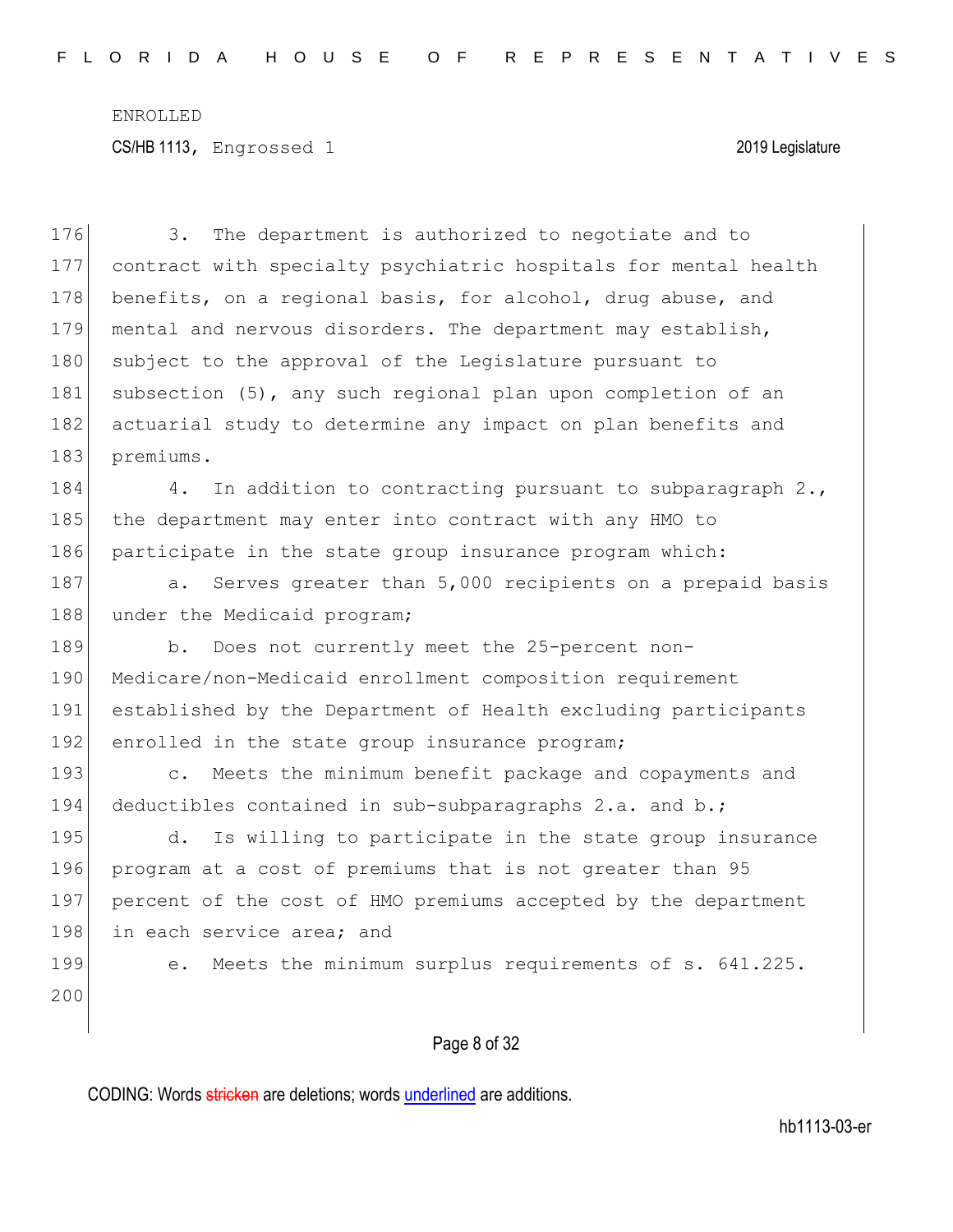3. The department is authorized to negotiate and to contract with specialty psychiatric hospitals for mental health benefits, on a regional basis, for alcohol, drug abuse, and mental and nervous disorders. The department may establish, subject to the approval of the Legislature pursuant to subsection (5), any such regional plan upon completion of an actuarial study to determine any impact on plan benefits and premiums.

4. In addition to contracting pursuant to subparagraph 2., the department may enter into contract with any HMO to participate in the state group insurance program which:

a. Serves greater than 5,000 recipients on a prepaid basis under the Medicaid program;

b. Does not currently meet the 25-percent non-Medicare/non-Medicaid enrollment composition requirement established by the Department of Health excluding participants enrolled in the state group insurance program;

c. Meets the minimum benefit package and copayments and deductibles contained in sub-subparagraphs 2.a. and b.;

d. Is willing to participate in the state group insurance program at a cost of premiums that is not greater than 95 percent of the cost of HMO premiums accepted by the department in each service area; and

e. Meets the minimum surplus requirements of s. 641.225.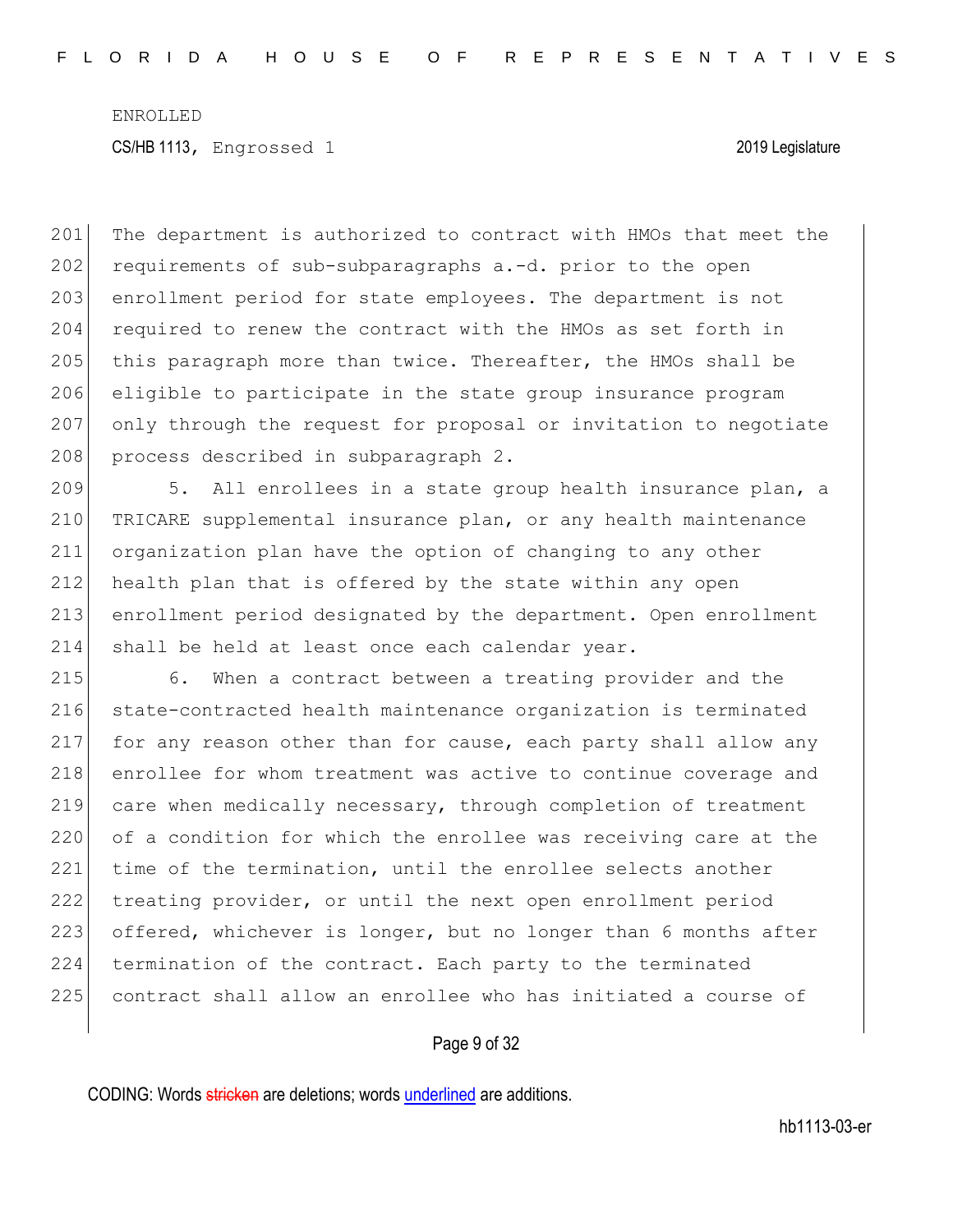The department is authorized to contract with HMOs that meet the requirements of sub-subparagraphs a.-d. prior to the open enrollment period for state employees. The department is not required to renew the contract with the HMOs as set forth in this paragraph more than twice. Thereafter, the HMOs shall be eligible to participate in the state group insurance program only through the request for proposal or invitation to negotiate process described in subparagraph 2.

5. All enrollees in a state group health insurance plan, a TRICARE supplemental insurance plan, or any health maintenance organization plan have the option of changing to any other health plan that is offered by the state within any open enrollment period designated by the department. Open enrollment shall be held at least once each calendar year.

6. When a contract between a treating provider and the state-contracted health maintenance organization is terminated for any reason other than for cause, each party shall allow any enrollee for whom treatment was active to continue coverage and care when medically necessary, through completion of treatment of a condition for which the enrollee was receiving care at the time of the termination, until the enrollee selects another treating provider, or until the next open enrollment period offered, whichever is longer, but no longer than 6 months after termination of the contract. Each party to the terminated contract shall allow an enrollee who has initiated a course of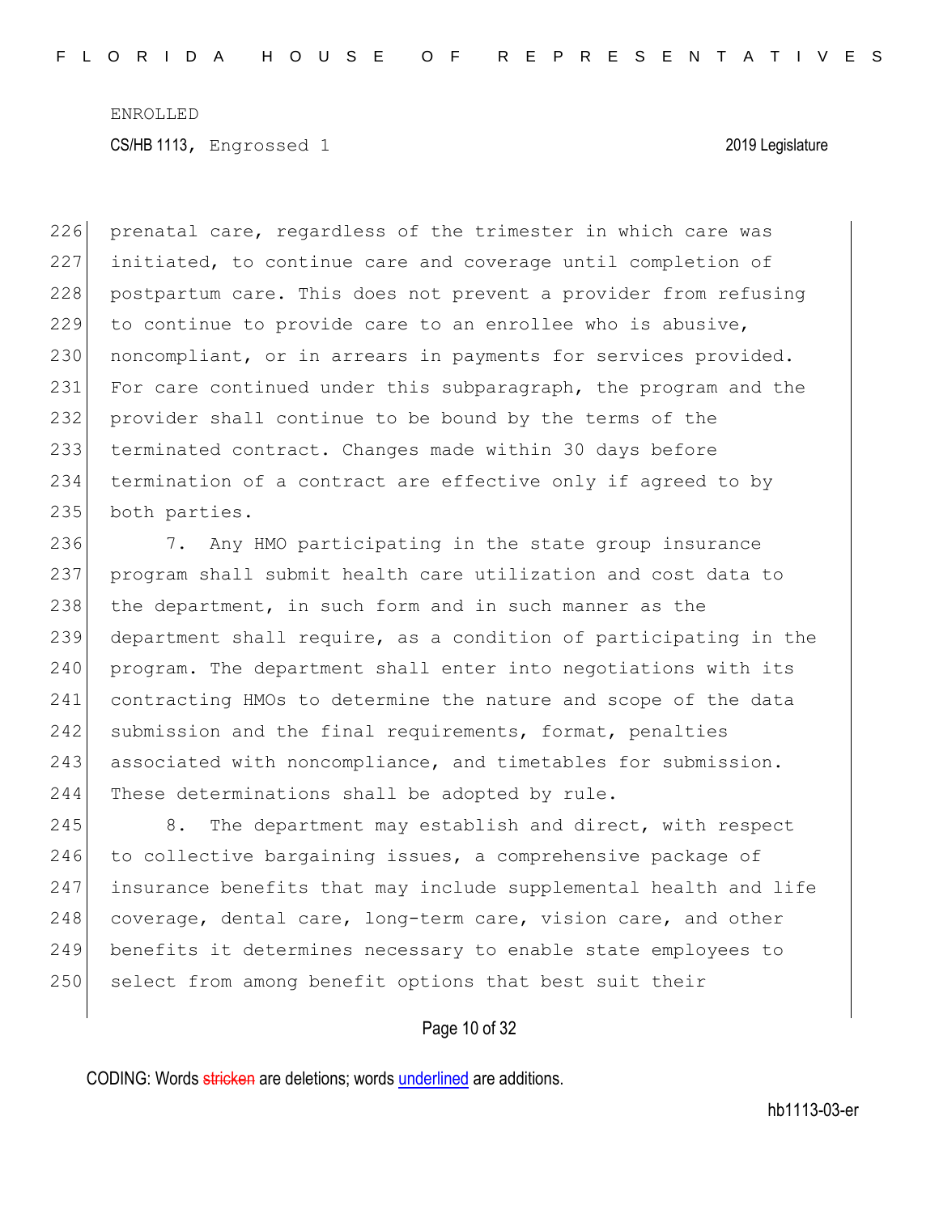ENROLLED

CS/HB 1113, Engrossed 1 2019 Legislature

226 prenatal care, regardless of the trimester in which care was
227 initiated, to continue care and coverage until completion of
228 postpartum care. This does not prevent a provider from refusing
229 to continue to provide care to an enrollee who is abusive,
230 noncompliant, or in arrears in payments for services provided.
231 For care continued under this subparagraph, the program and the
232 provider shall continue to be bound by the terms of the
233 terminated contract. Changes made within 30 days before
234 termination of a contract are effective only if agreed to by
235 both parties.

236 7. Any HMO participating in the state group insurance
237 program shall submit health care utilization and cost data to
238 the department, in such form and in such manner as the
239 department shall require, as a condition of participating in the
240 program. The department shall enter into negotiations with its
241 contracting HMOs to determine the nature and scope of the data
242 submission and the final requirements, format, penalties
243 associated with noncompliance, and timetables for submission.
244 These determinations shall be adopted by rule.

245 8. The department may establish and direct, with respect
246 to collective bargaining issues, a comprehensive package of
247 insurance benefits that may include supplemental health and life
248 coverage, dental care, long-term care, vision care, and other
249 benefits it determines necessary to enable state employees to
250 select from among benefit options that best suit their

CODING: Words stricken are deletions; words underlined are additions.

hb1113-03-er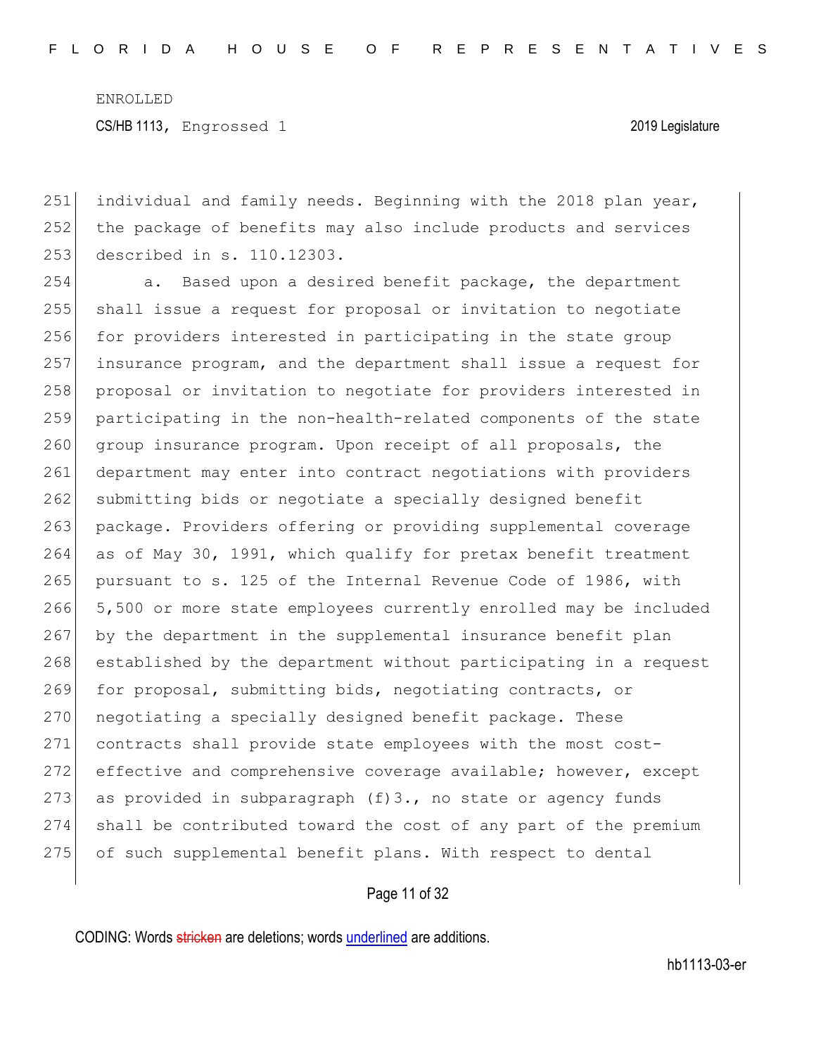individual and family needs. Beginning with the 2018 plan year, the package of benefits may also include products and services described in s. 110.12303.

a. Based upon a desired benefit package, the department shall issue a request for proposal or invitation to negotiate for providers interested in participating in the state group insurance program, and the department shall issue a request for proposal or invitation to negotiate for providers interested in participating in the non-health-related components of the state group insurance program. Upon receipt of all proposals, the department may enter into contract negotiations with providers submitting bids or negotiate a specially designed benefit package. Providers offering or providing supplemental coverage as of May 30, 1991, which qualify for pretax benefit treatment pursuant to s. 125 of the Internal Revenue Code of 1986, with 5,500 or more state employees currently enrolled may be included by the department in the supplemental insurance benefit plan established by the department without participating in a request for proposal, submitting bids, negotiating contracts, or negotiating a specially designed benefit package. These contracts shall provide state employees with the most cost-effective and comprehensive coverage available; however, except as provided in subparagraph (f)3., no state or agency funds shall be contributed toward the cost of any part of the premium of such supplemental benefit plans. With respect to dental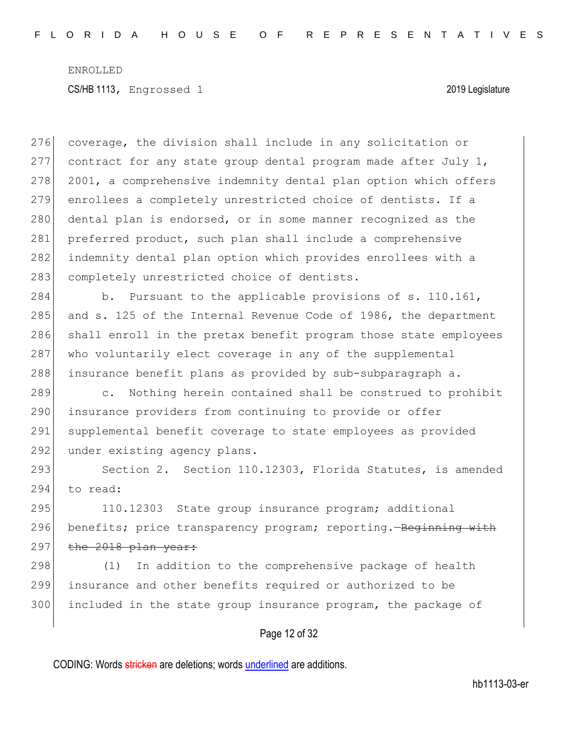coverage, the division shall include in any solicitation or contract for any state group dental program made after July 1, 2001, a comprehensive indemnity dental plan option which offers enrollees a completely unrestricted choice of dentists. If a dental plan is endorsed, or in some manner recognized as the preferred product, such plan shall include a comprehensive indemnity dental plan option which provides enrollees with a completely unrestricted choice of dentists.

b. Pursuant to the applicable provisions of s. 110.161, and s. 125 of the Internal Revenue Code of 1986, the department shall enroll in the pretax benefit program those state employees who voluntarily elect coverage in any of the supplemental insurance benefit plans as provided by sub-subparagraph a.

c. Nothing herein contained shall be construed to prohibit insurance providers from continuing to provide or offer supplemental benefit coverage to state employees as provided under existing agency plans.

Section 2. Section 110.12303, Florida Statutes, is amended to read:

110.12303 State group insurance program; additional benefits; price transparency program; reporting.~~—Beginning with the 2018 plan year:~~

(1) In addition to the comprehensive package of health insurance and other benefits required or authorized to be included in the state group insurance program, the package of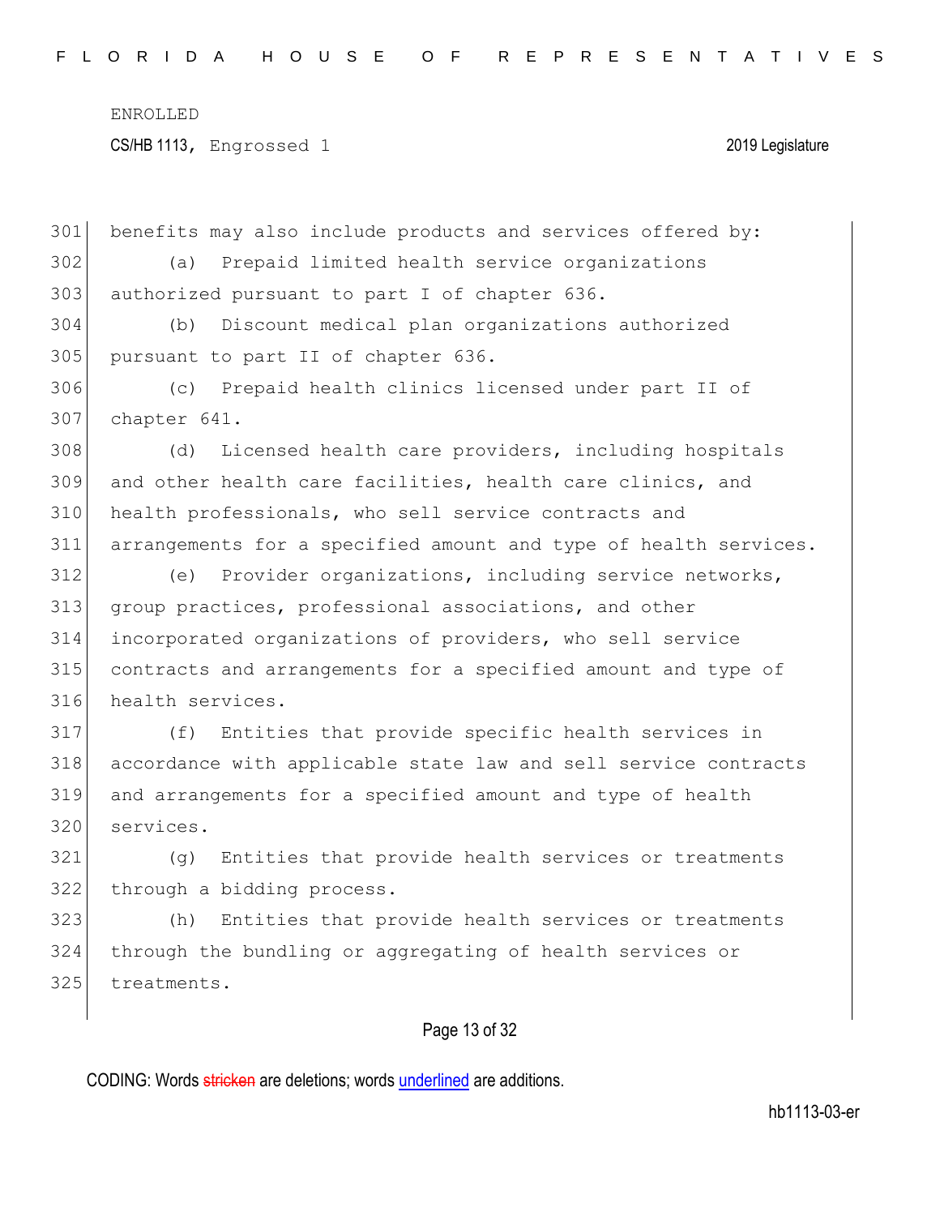benefits may also include products and services offered by:

(a) Prepaid limited health service organizations authorized pursuant to part I of chapter 636.

(b) Discount medical plan organizations authorized pursuant to part II of chapter 636.

(c) Prepaid health clinics licensed under part II of chapter 641.

(d) Licensed health care providers, including hospitals and other health care facilities, health care clinics, and health professionals, who sell service contracts and arrangements for a specified amount and type of health services.

(e) Provider organizations, including service networks, group practices, professional associations, and other incorporated organizations of providers, who sell service contracts and arrangements for a specified amount and type of health services.

(f) Entities that provide specific health services in accordance with applicable state law and sell service contracts and arrangements for a specified amount and type of health services.

(g) Entities that provide health services or treatments through a bidding process.

(h) Entities that provide health services or treatments through the bundling or aggregating of health services or treatments.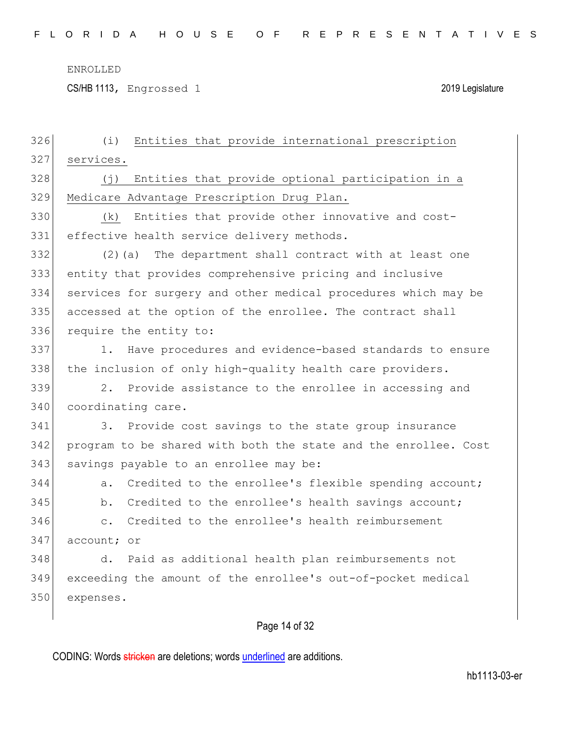(i) <u>Entities that provide international prescription services.</u>

(j) <u>Entities that provide optional participation in a Medicare Advantage Prescription Drug Plan.</u>

<u>(k)</u> Entities that provide other innovative and cost-effective health service delivery methods.

(2)(a) The department shall contract with at least one entity that provides comprehensive pricing and inclusive services for surgery and other medical procedures which may be accessed at the option of the enrollee. The contract shall require the entity to:

1. Have procedures and evidence-based standards to ensure the inclusion of only high-quality health care providers.

2. Provide assistance to the enrollee in accessing and coordinating care.

3. Provide cost savings to the state group insurance program to be shared with both the state and the enrollee. Cost savings payable to an enrollee may be:

a. Credited to the enrollee's flexible spending account;

b. Credited to the enrollee's health savings account;

c. Credited to the enrollee's health reimbursement account; or

d. Paid as additional health plan reimbursements not exceeding the amount of the enrollee's out-of-pocket medical expenses.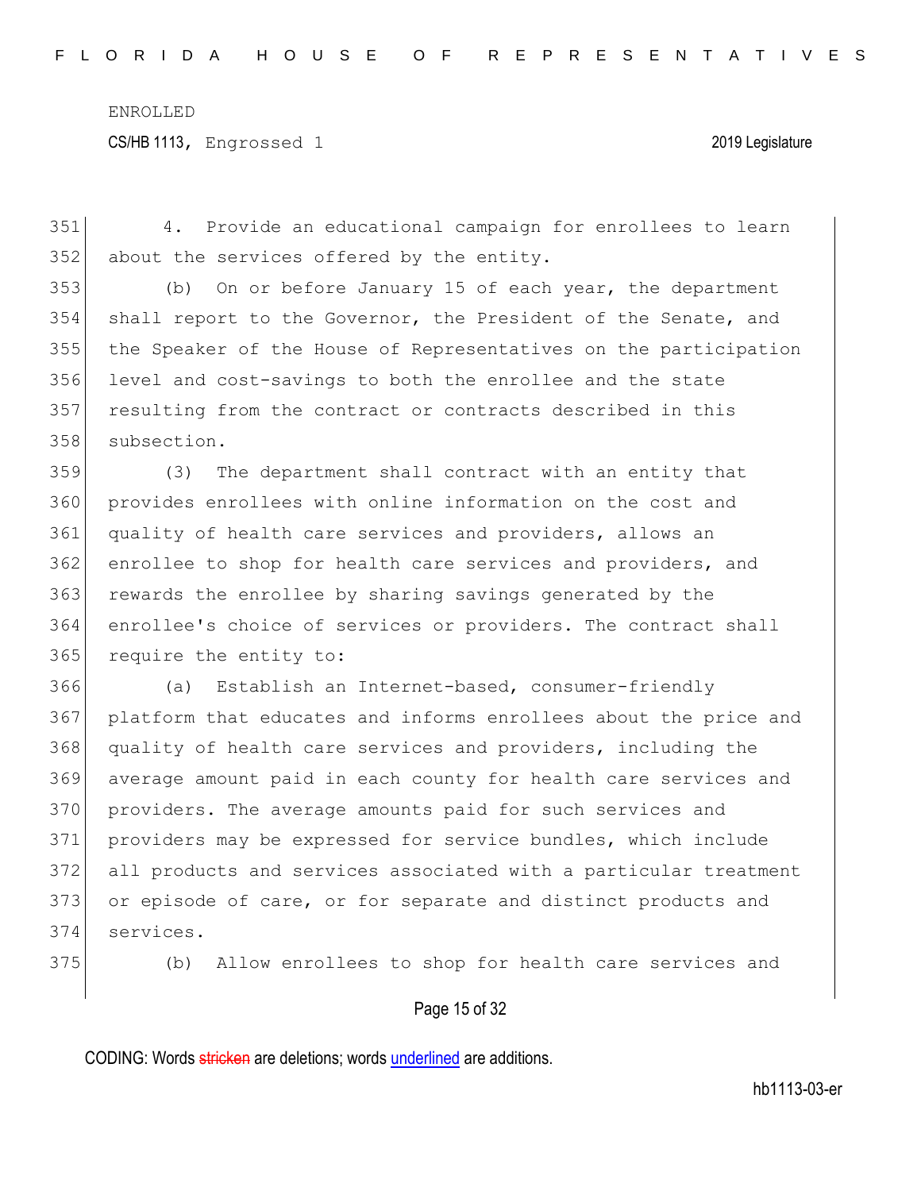4. Provide an educational campaign for enrollees to learn about the services offered by the entity.

(b) On or before January 15 of each year, the department shall report to the Governor, the President of the Senate, and the Speaker of the House of Representatives on the participation level and cost-savings to both the enrollee and the state resulting from the contract or contracts described in this subsection.

(3) The department shall contract with an entity that provides enrollees with online information on the cost and quality of health care services and providers, allows an enrollee to shop for health care services and providers, and rewards the enrollee by sharing savings generated by the enrollee's choice of services or providers. The contract shall require the entity to:

(a) Establish an Internet-based, consumer-friendly platform that educates and informs enrollees about the price and quality of health care services and providers, including the average amount paid in each county for health care services and providers. The average amounts paid for such services and providers may be expressed for service bundles, which include all products and services associated with a particular treatment or episode of care, or for separate and distinct products and services.

(b) Allow enrollees to shop for health care services and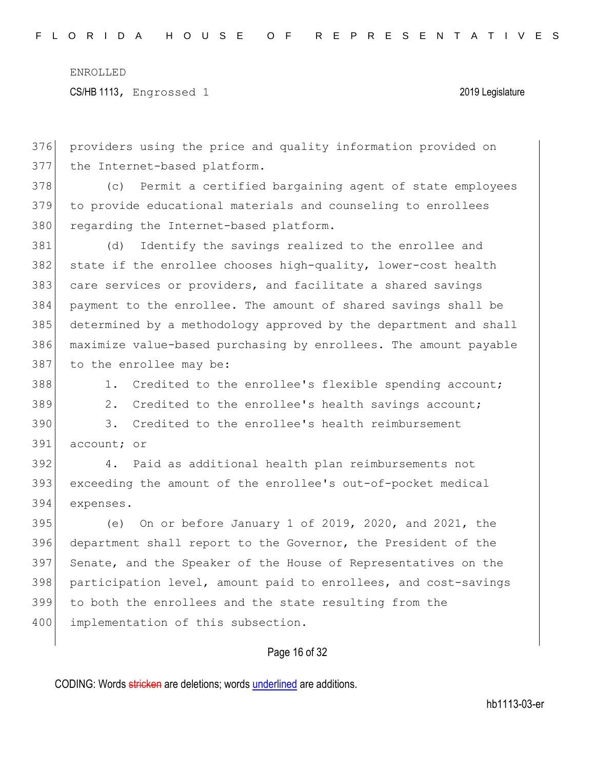providers using the price and quality information provided on the Internet-based platform.

(c) Permit a certified bargaining agent of state employees to provide educational materials and counseling to enrollees regarding the Internet-based platform.

(d) Identify the savings realized to the enrollee and state if the enrollee chooses high-quality, lower-cost health care services or providers, and facilitate a shared savings payment to the enrollee. The amount of shared savings shall be determined by a methodology approved by the department and shall maximize value-based purchasing by enrollees. The amount payable to the enrollee may be:

1. Credited to the enrollee's flexible spending account;

2. Credited to the enrollee's health savings account;

3. Credited to the enrollee's health reimbursement account; or

4. Paid as additional health plan reimbursements not exceeding the amount of the enrollee's out-of-pocket medical expenses.

(e) On or before January 1 of 2019, 2020, and 2021, the department shall report to the Governor, the President of the Senate, and the Speaker of the House of Representatives on the participation level, amount paid to enrollees, and cost-savings to both the enrollees and the state resulting from the implementation of this subsection.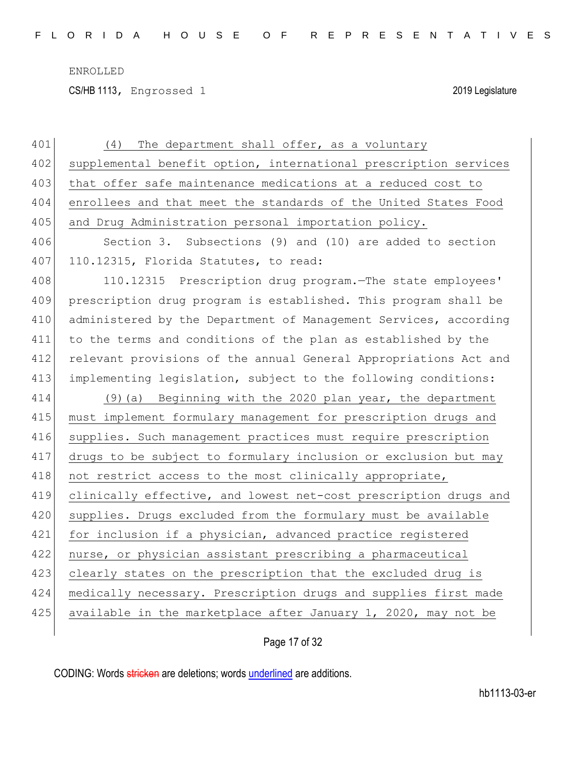(4) The department shall offer, as a voluntary supplemental benefit option, international prescription services that offer safe maintenance medications at a reduced cost to enrollees and that meet the standards of the United States Food and Drug Administration personal importation policy.

Section 3. Subsections (9) and (10) are added to section 110.12315, Florida Statutes, to read:

110.12315 Prescription drug program.—The state employees' prescription drug program is established. This program shall be administered by the Department of Management Services, according to the terms and conditions of the plan as established by the relevant provisions of the annual General Appropriations Act and implementing legislation, subject to the following conditions:

(9)(a) Beginning with the 2020 plan year, the department must implement formulary management for prescription drugs and supplies. Such management practices must require prescription drugs to be subject to formulary inclusion or exclusion but may not restrict access to the most clinically appropriate, clinically effective, and lowest net-cost prescription drugs and supplies. Drugs excluded from the formulary must be available for inclusion if a physician, advanced practice registered nurse, or physician assistant prescribing a pharmaceutical clearly states on the prescription that the excluded drug is medically necessary. Prescription drugs and supplies first made available in the marketplace after January 1, 2020, may not be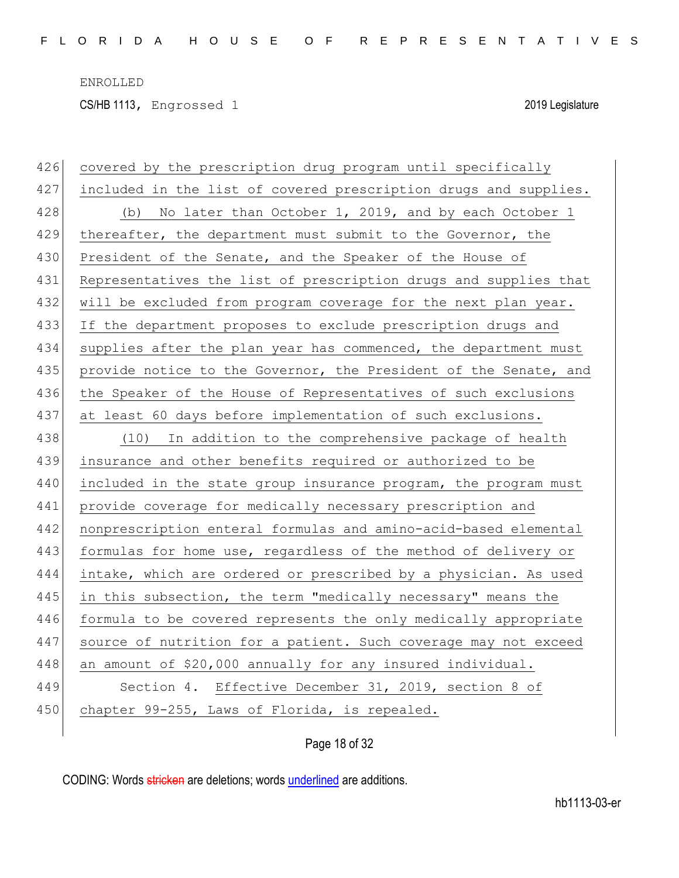covered by the prescription drug program until specifically included in the list of covered prescription drugs and supplies.

(b) No later than October 1, 2019, and by each October 1 thereafter, the department must submit to the Governor, the President of the Senate, and the Speaker of the House of Representatives the list of prescription drugs and supplies that will be excluded from program coverage for the next plan year. If the department proposes to exclude prescription drugs and supplies after the plan year has commenced, the department must provide notice to the Governor, the President of the Senate, and the Speaker of the House of Representatives of such exclusions at least 60 days before implementation of such exclusions.

(10) In addition to the comprehensive package of health insurance and other benefits required or authorized to be included in the state group insurance program, the program must provide coverage for medically necessary prescription and nonprescription enteral formulas and amino-acid-based elemental formulas for home use, regardless of the method of delivery or intake, which are ordered or prescribed by a physician. As used in this subsection, the term "medically necessary" means the formula to be covered represents the only medically appropriate source of nutrition for a patient. Such coverage may not exceed an amount of $20,000 annually for any insured individual.

Section 4. Effective December 31, 2019, section 8 of chapter 99-255, Laws of Florida, is repealed.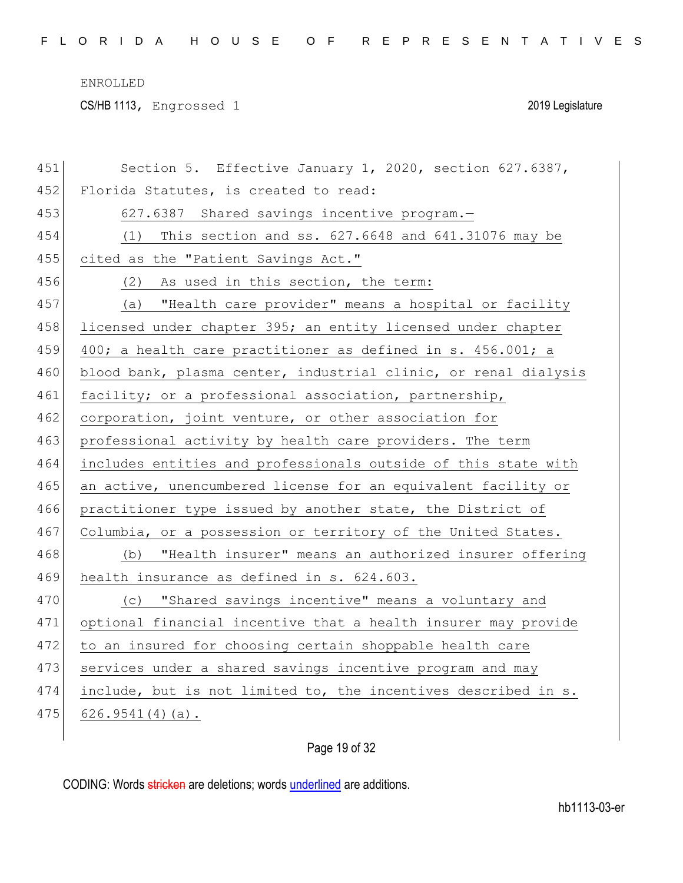Section 5. Effective January 1, 2020, section 627.6387, Florida Statutes, is created to read:

627.6387 Shared savings incentive program.—

(1) This section and ss. 627.6648 and 641.31076 may be cited as the "Patient Savings Act."

(2) As used in this section, the term:

(a) "Health care provider" means a hospital or facility licensed under chapter 395; an entity licensed under chapter 400; a health care practitioner as defined in s. 456.001; a blood bank, plasma center, industrial clinic, or renal dialysis facility; or a professional association, partnership, corporation, joint venture, or other association for professional activity by health care providers. The term includes entities and professionals outside of this state with an active, unencumbered license for an equivalent facility or practitioner type issued by another state, the District of Columbia, or a possession or territory of the United States.

(b) "Health insurer" means an authorized insurer offering health insurance as defined in s. 624.603.

(c) "Shared savings incentive" means a voluntary and optional financial incentive that a health insurer may provide to an insured for choosing certain shoppable health care services under a shared savings incentive program and may include, but is not limited to, the incentives described in s. 626.9541(4)(a).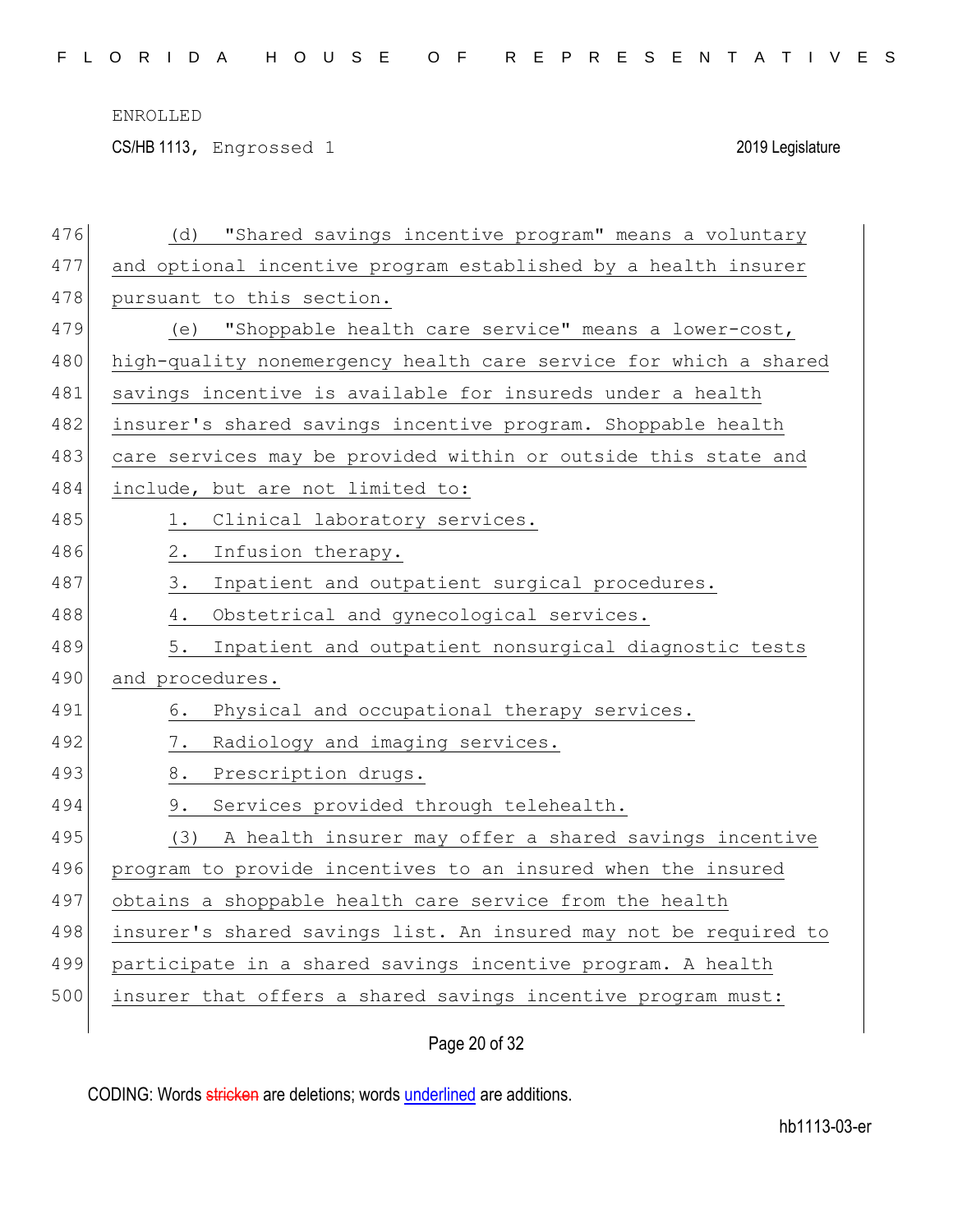(d) "Shared savings incentive program" means a voluntary and optional incentive program established by a health insurer pursuant to this section.

(e) "Shoppable health care service" means a lower-cost, high-quality nonemergency health care service for which a shared savings incentive is available for insureds under a health insurer's shared savings incentive program. Shoppable health care services may be provided within or outside this state and include, but are not limited to:

1. Clinical laboratory services.
2. Infusion therapy.
3. Inpatient and outpatient surgical procedures.
4. Obstetrical and gynecological services.
5. Inpatient and outpatient nonsurgical diagnostic tests and procedures.
6. Physical and occupational therapy services.
7. Radiology and imaging services.
8. Prescription drugs.
9. Services provided through telehealth.

(3) A health insurer may offer a shared savings incentive program to provide incentives to an insured when the insured obtains a shoppable health care service from the health insurer's shared savings list. An insured may not be required to participate in a shared savings incentive program. A health insurer that offers a shared savings incentive program must: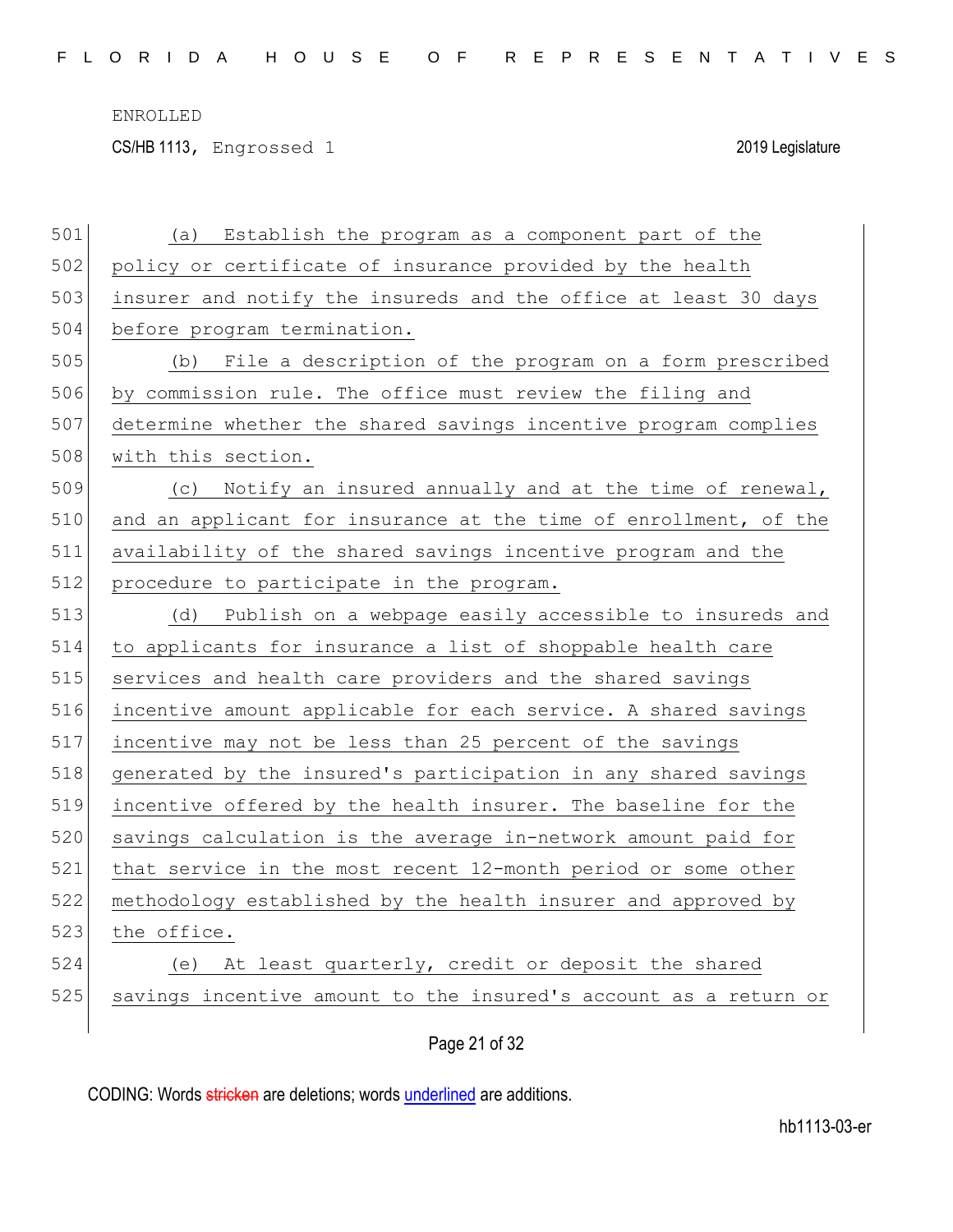(a) Establish the program as a component part of the policy or certificate of insurance provided by the health insurer and notify the insureds and the office at least 30 days before program termination.

(b) File a description of the program on a form prescribed by commission rule. The office must review the filing and determine whether the shared savings incentive program complies with this section.

(c) Notify an insured annually and at the time of renewal, and an applicant for insurance at the time of enrollment, of the availability of the shared savings incentive program and the procedure to participate in the program.

(d) Publish on a webpage easily accessible to insureds and to applicants for insurance a list of shoppable health care services and health care providers and the shared savings incentive amount applicable for each service. A shared savings incentive may not be less than 25 percent of the savings generated by the insured's participation in any shared savings incentive offered by the health insurer. The baseline for the savings calculation is the average in-network amount paid for that service in the most recent 12-month period or some other methodology established by the health insurer and approved by the office.

(e) At least quarterly, credit or deposit the shared savings incentive amount to the insured's account as a return or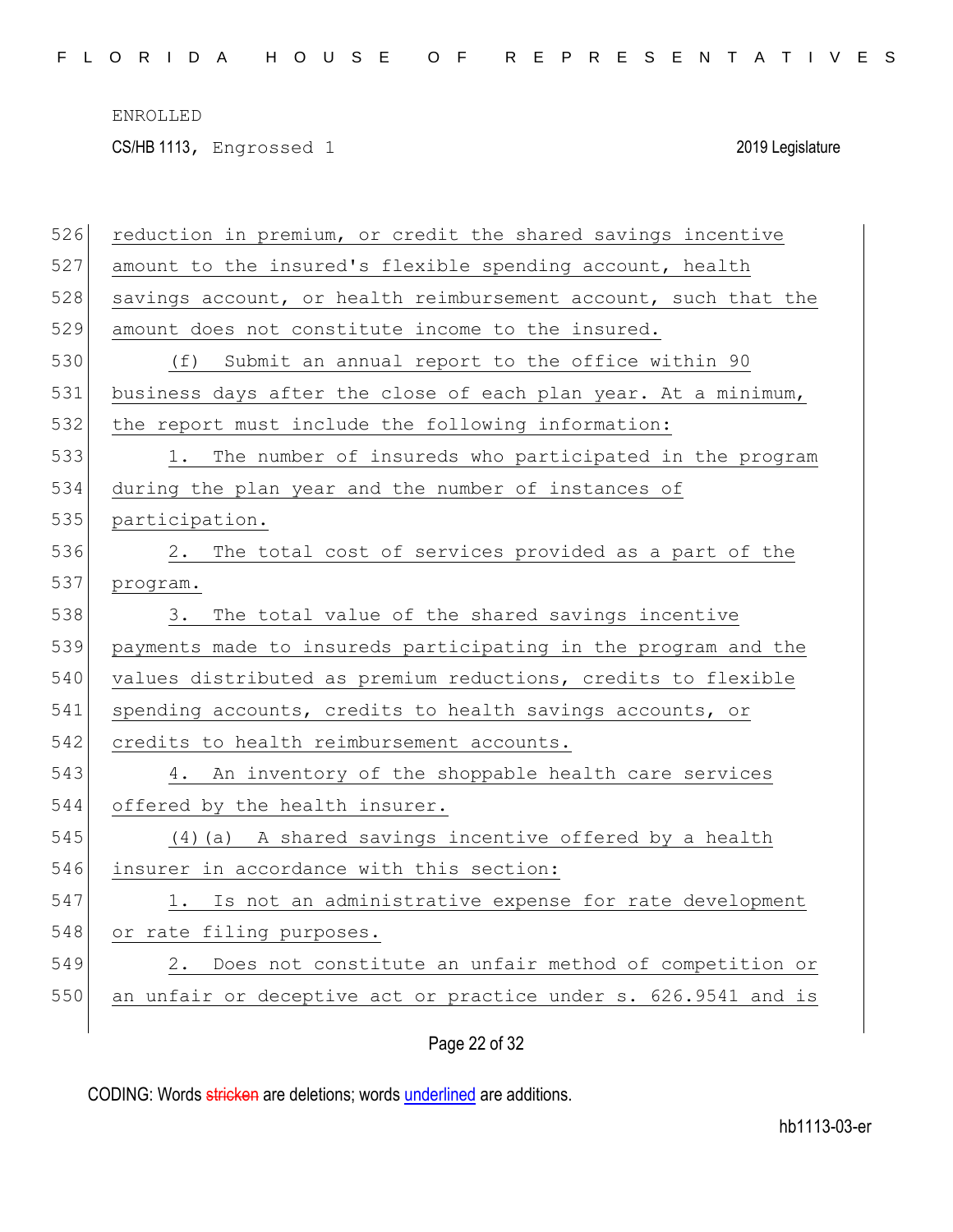reduction in premium, or credit the shared savings incentive amount to the insured's flexible spending account, health savings account, or health reimbursement account, such that the amount does not constitute income to the insured.

(f) Submit an annual report to the office within 90 business days after the close of each plan year. At a minimum, the report must include the following information:

1. The number of insureds who participated in the program during the plan year and the number of instances of participation.

2. The total cost of services provided as a part of the program.

3. The total value of the shared savings incentive payments made to insureds participating in the program and the values distributed as premium reductions, credits to flexible spending accounts, credits to health savings accounts, or credits to health reimbursement accounts.

4. An inventory of the shoppable health care services offered by the health insurer.

(4)(a) A shared savings incentive offered by a health insurer in accordance with this section:

1. Is not an administrative expense for rate development or rate filing purposes.

2. Does not constitute an unfair method of competition or an unfair or deceptive act or practice under s. 626.9541 and is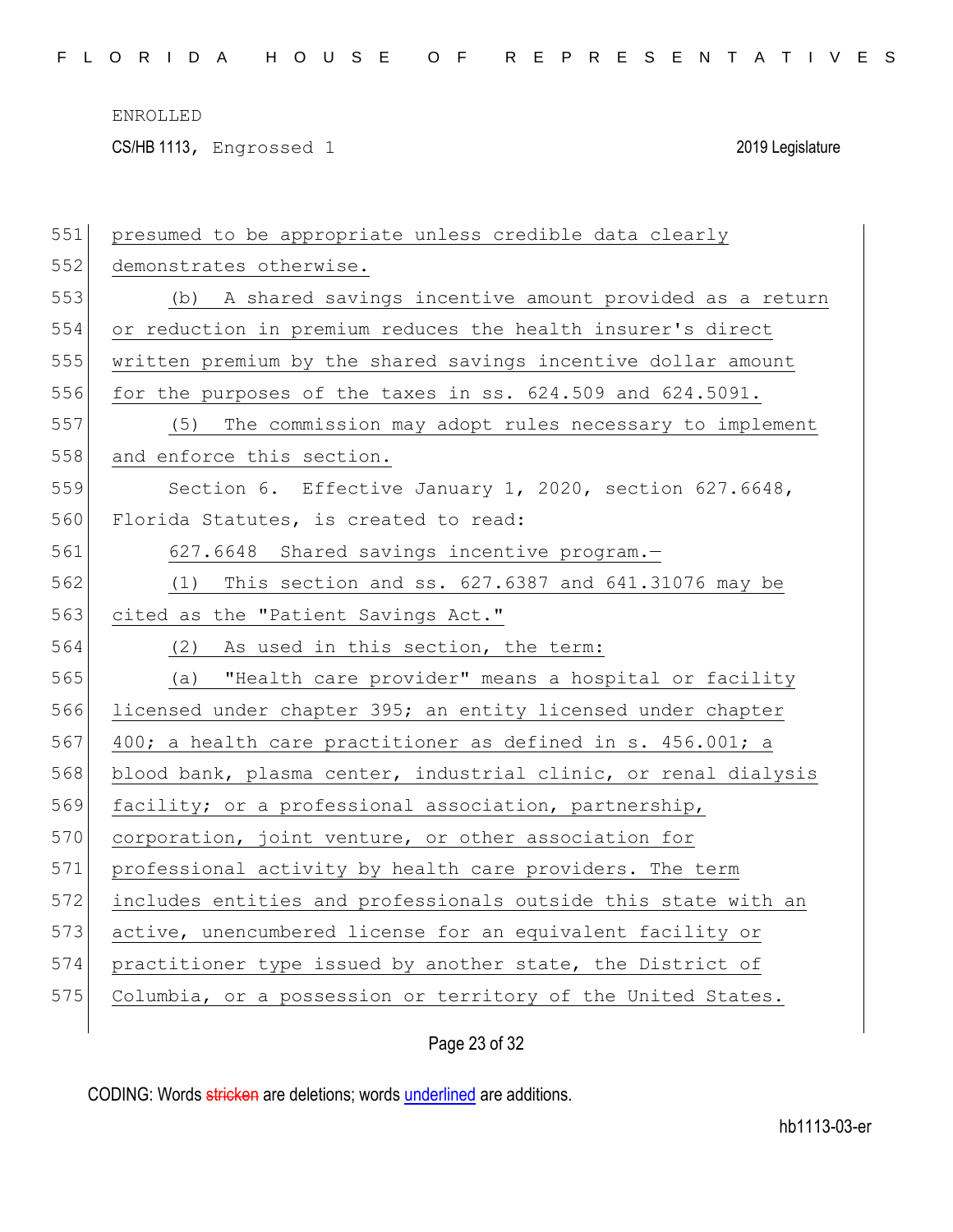presumed to be appropriate unless credible data clearly demonstrates otherwise.

(b) A shared savings incentive amount provided as a return or reduction in premium reduces the health insurer's direct written premium by the shared savings incentive dollar amount for the purposes of the taxes in ss. 624.509 and 624.5091.

(5) The commission may adopt rules necessary to implement and enforce this section.

Section 6. Effective January 1, 2020, section 627.6648, Florida Statutes, is created to read:

627.6648 Shared savings incentive program.—

(1) This section and ss. 627.6387 and 641.31076 may be cited as the "Patient Savings Act."

(2) As used in this section, the term:

(a) "Health care provider" means a hospital or facility licensed under chapter 395; an entity licensed under chapter 400; a health care practitioner as defined in s. 456.001; a blood bank, plasma center, industrial clinic, or renal dialysis facility; or a professional association, partnership, corporation, joint venture, or other association for professional activity by health care providers. The term includes entities and professionals outside this state with an active, unencumbered license for an equivalent facility or practitioner type issued by another state, the District of Columbia, or a possession or territory of the United States.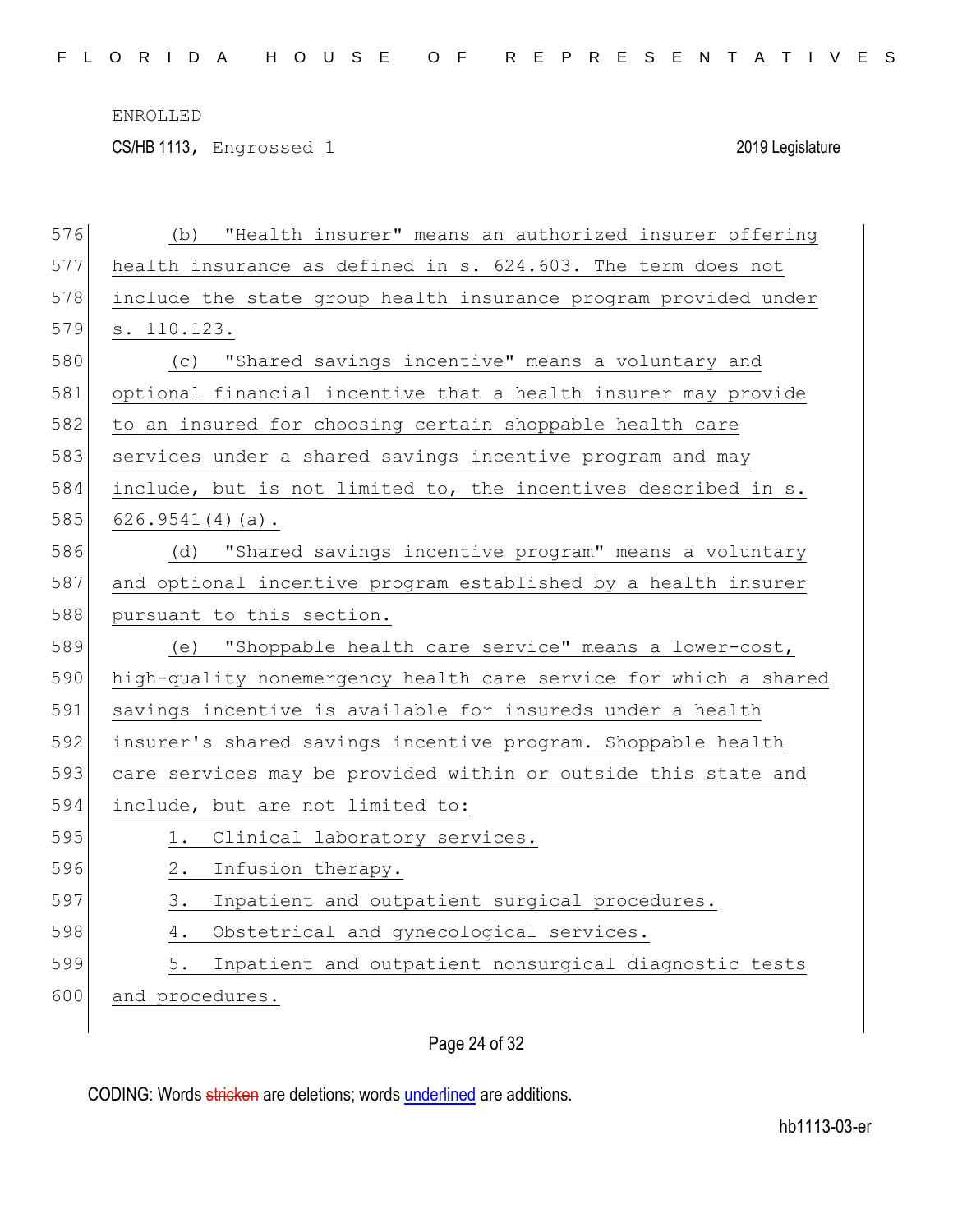(b) "Health insurer" means an authorized insurer offering health insurance as defined in s. 624.603. The term does not include the state group health insurance program provided under s. 110.123.

(c) "Shared savings incentive" means a voluntary and optional financial incentive that a health insurer may provide to an insured for choosing certain shoppable health care services under a shared savings incentive program and may include, but is not limited to, the incentives described in s. 626.9541(4)(a).

(d) "Shared savings incentive program" means a voluntary and optional incentive program established by a health insurer pursuant to this section.

(e) "Shoppable health care service" means a lower-cost, high-quality nonemergency health care service for which a shared savings incentive is available for insureds under a health insurer's shared savings incentive program. Shoppable health care services may be provided within or outside this state and include, but are not limited to:

1. Clinical laboratory services.
2. Infusion therapy.
3. Inpatient and outpatient surgical procedures.
4. Obstetrical and gynecological services.
5. Inpatient and outpatient nonsurgical diagnostic tests and procedures.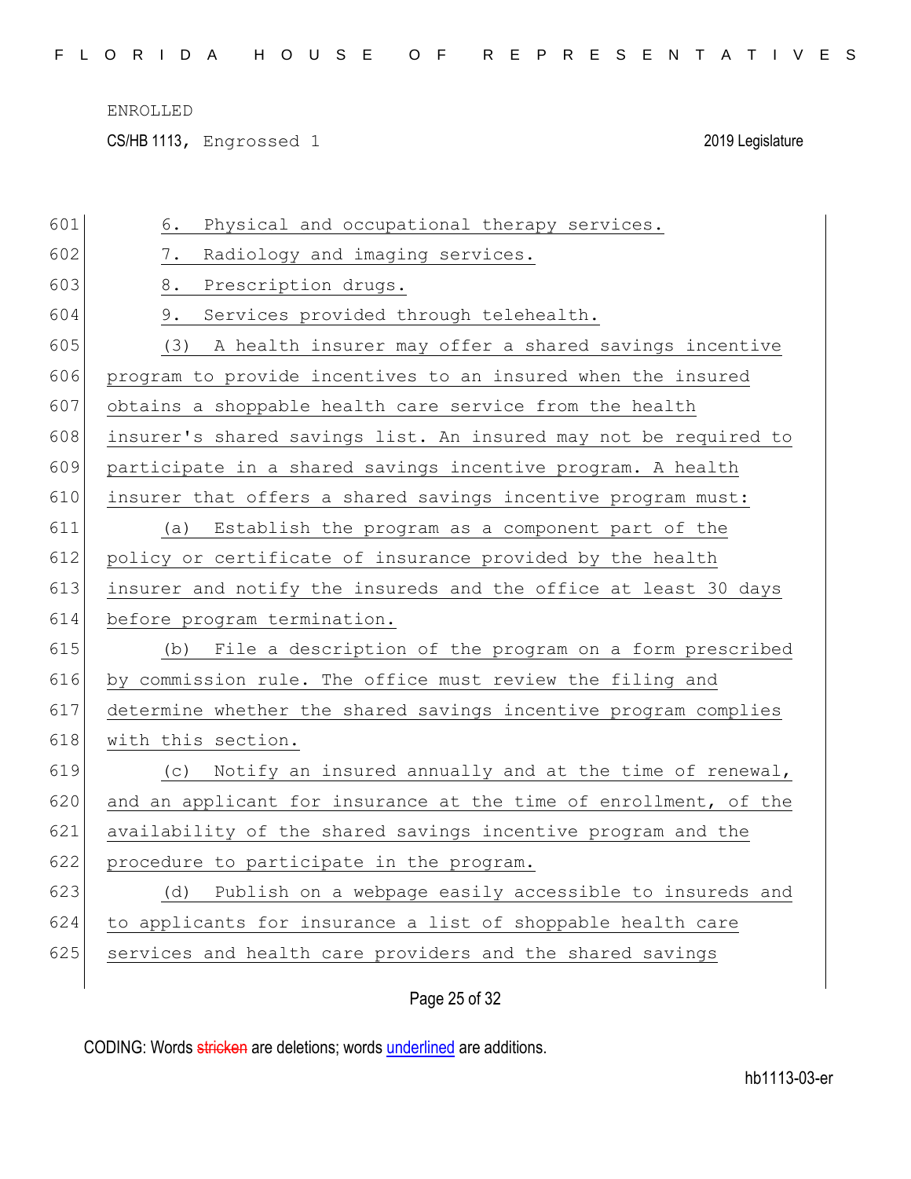6. Physical and occupational therapy services.

7. Radiology and imaging services.

8. Prescription drugs.

9. Services provided through telehealth.

(3) A health insurer may offer a shared savings incentive program to provide incentives to an insured when the insured obtains a shoppable health care service from the health insurer's shared savings list. An insured may not be required to participate in a shared savings incentive program. A health insurer that offers a shared savings incentive program must:

(a) Establish the program as a component part of the policy or certificate of insurance provided by the health insurer and notify the insureds and the office at least 30 days before program termination.

(b) File a description of the program on a form prescribed by commission rule. The office must review the filing and determine whether the shared savings incentive program complies with this section.

(c) Notify an insured annually and at the time of renewal, and an applicant for insurance at the time of enrollment, of the availability of the shared savings incentive program and the procedure to participate in the program.

(d) Publish on a webpage easily accessible to insureds and to applicants for insurance a list of shoppable health care services and health care providers and the shared savings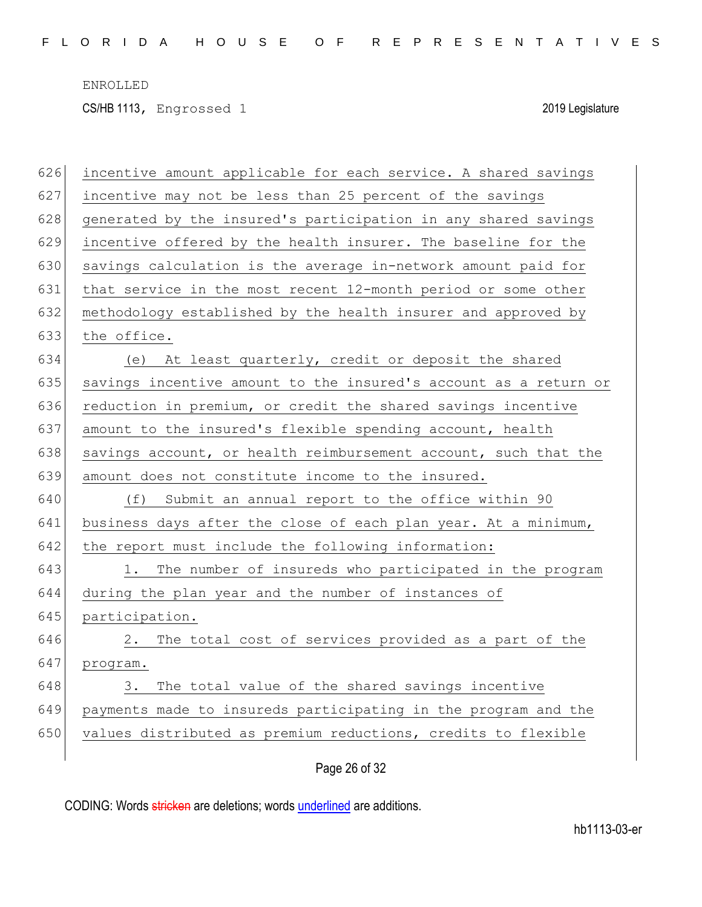incentive amount applicable for each service. A shared savings incentive may not be less than 25 percent of the savings generated by the insured's participation in any shared savings incentive offered by the health insurer. The baseline for the savings calculation is the average in-network amount paid for that service in the most recent 12-month period or some other methodology established by the health insurer and approved by the office.

(e) At least quarterly, credit or deposit the shared savings incentive amount to the insured's account as a return or reduction in premium, or credit the shared savings incentive amount to the insured's flexible spending account, health savings account, or health reimbursement account, such that the amount does not constitute income to the insured.

(f) Submit an annual report to the office within 90 business days after the close of each plan year. At a minimum, the report must include the following information:

1. The number of insureds who participated in the program during the plan year and the number of instances of participation.

2. The total cost of services provided as a part of the program.

3. The total value of the shared savings incentive payments made to insureds participating in the program and the values distributed as premium reductions, credits to flexible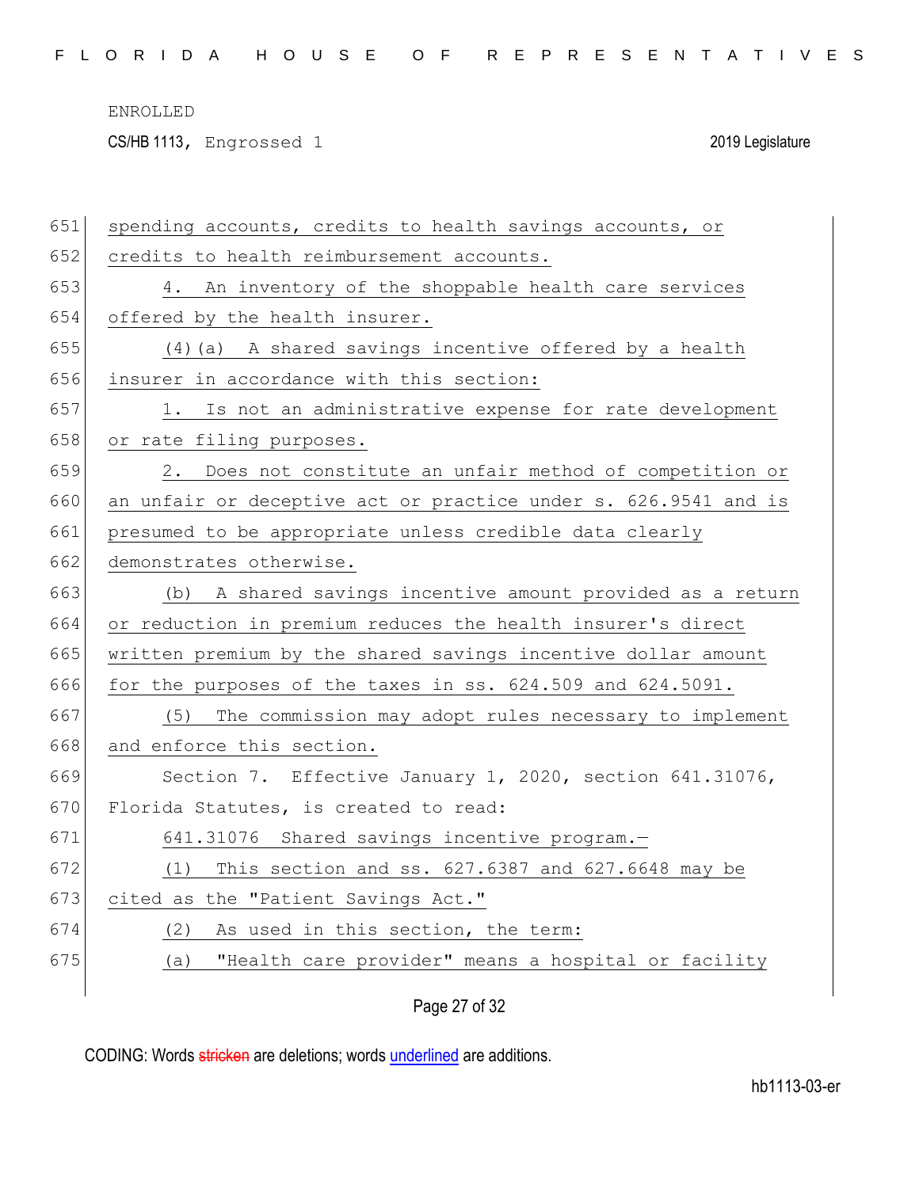spending accounts, credits to health savings accounts, or credits to health reimbursement accounts.

4. An inventory of the shoppable health care services offered by the health insurer.

(4)(a) A shared savings incentive offered by a health insurer in accordance with this section:

1. Is not an administrative expense for rate development or rate filing purposes.

2. Does not constitute an unfair method of competition or an unfair or deceptive act or practice under s. 626.9541 and is presumed to be appropriate unless credible data clearly demonstrates otherwise.

(b) A shared savings incentive amount provided as a return or reduction in premium reduces the health insurer's direct written premium by the shared savings incentive dollar amount for the purposes of the taxes in ss. 624.509 and 624.5091.

(5) The commission may adopt rules necessary to implement and enforce this section.

Section 7. Effective January 1, 2020, section 641.31076, Florida Statutes, is created to read:

641.31076 Shared savings incentive program.—

(1) This section and ss. 627.6387 and 627.6648 may be cited as the "Patient Savings Act."

(2) As used in this section, the term:

(a) "Health care provider" means a hospital or facility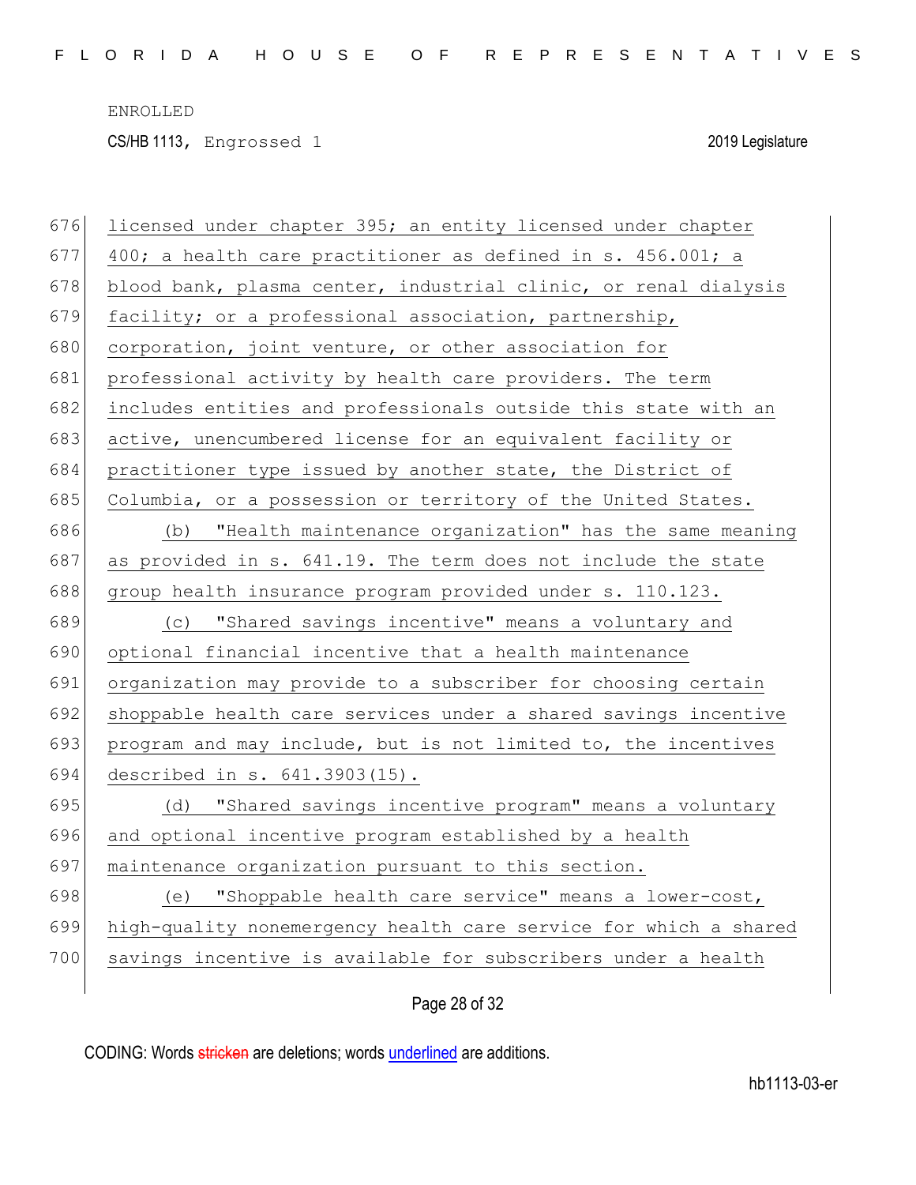licensed under chapter 395; an entity licensed under chapter 400; a health care practitioner as defined in s. 456.001; a blood bank, plasma center, industrial clinic, or renal dialysis facility; or a professional association, partnership, corporation, joint venture, or other association for professional activity by health care providers. The term includes entities and professionals outside this state with an active, unencumbered license for an equivalent facility or practitioner type issued by another state, the District of Columbia, or a possession or territory of the United States.

(b) "Health maintenance organization" has the same meaning as provided in s. 641.19. The term does not include the state group health insurance program provided under s. 110.123.

(c) "Shared savings incentive" means a voluntary and optional financial incentive that a health maintenance organization may provide to a subscriber for choosing certain shoppable health care services under a shared savings incentive program and may include, but is not limited to, the incentives described in s. 641.3903(15).

(d) "Shared savings incentive program" means a voluntary and optional incentive program established by a health maintenance organization pursuant to this section.

(e) "Shoppable health care service" means a lower-cost, high-quality nonemergency health care service for which a shared savings incentive is available for subscribers under a health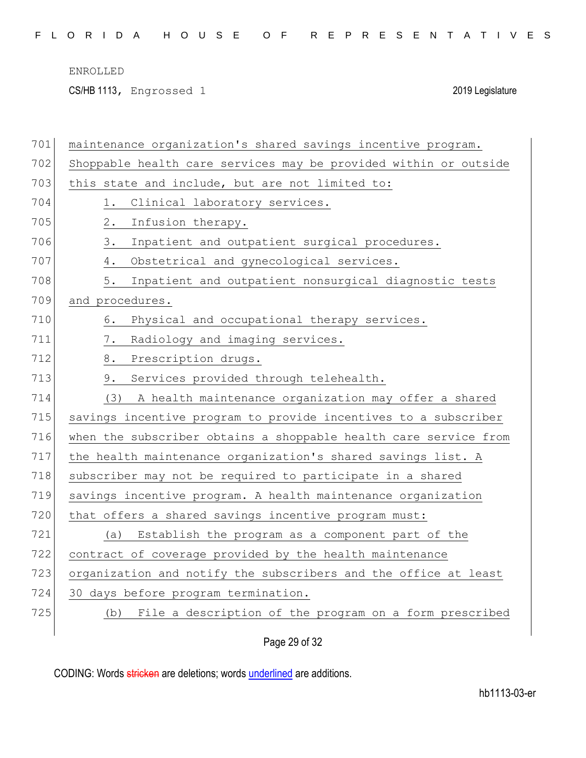maintenance organization's shared savings incentive program. Shoppable health care services may be provided within or outside this state and include, but are not limited to:

1. Clinical laboratory services.
2. Infusion therapy.
3. Inpatient and outpatient surgical procedures.
4. Obstetrical and gynecological services.
5. Inpatient and outpatient nonsurgical diagnostic tests and procedures.
6. Physical and occupational therapy services.
7. Radiology and imaging services.
8. Prescription drugs.
9. Services provided through telehealth.

(3) A health maintenance organization may offer a shared savings incentive program to provide incentives to a subscriber when the subscriber obtains a shoppable health care service from the health maintenance organization's shared savings list. A subscriber may not be required to participate in a shared savings incentive program. A health maintenance organization that offers a shared savings incentive program must:

(a) Establish the program as a component part of the contract of coverage provided by the health maintenance organization and notify the subscribers and the office at least 30 days before program termination.

(b) File a description of the program on a form prescribed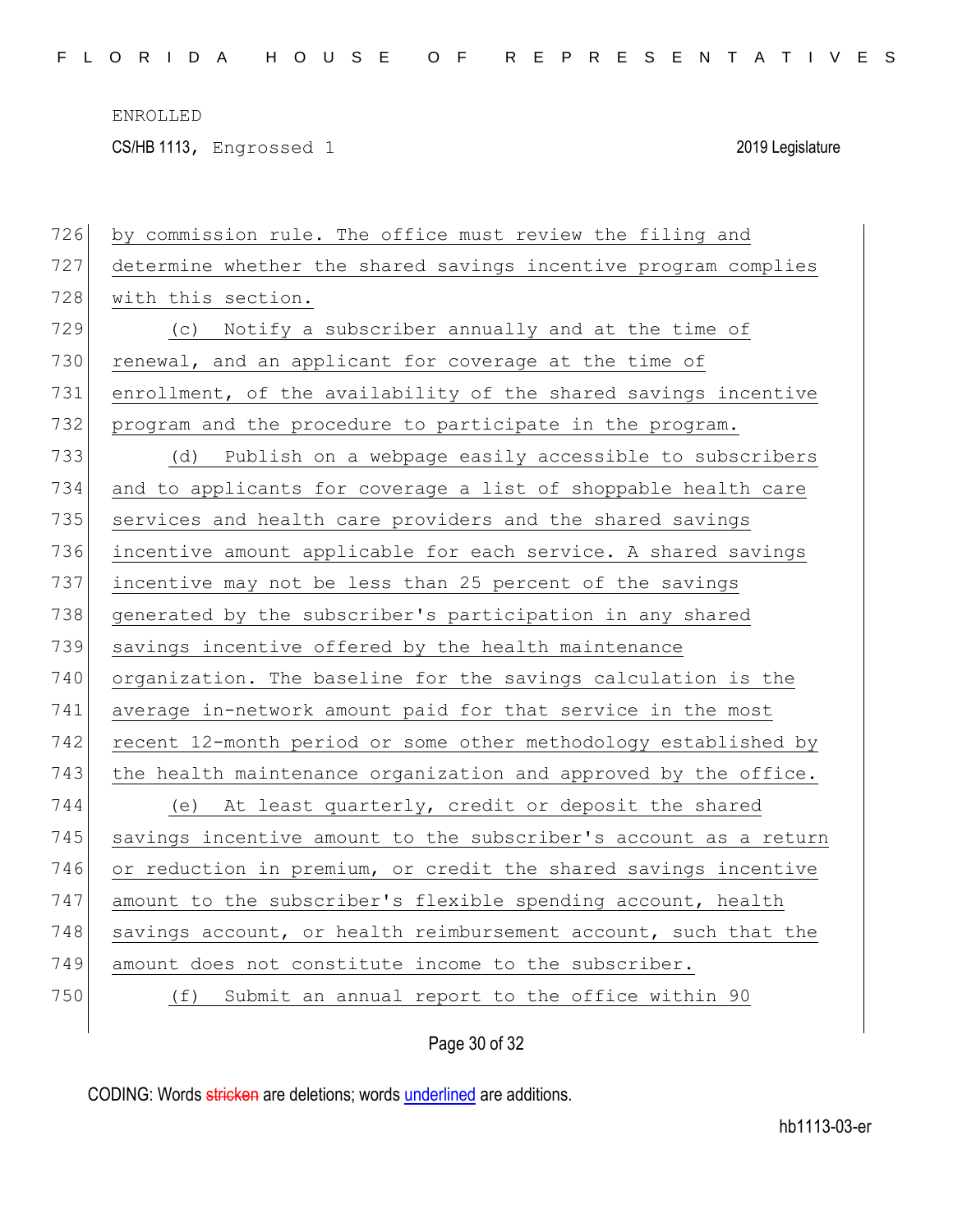by commission rule. The office must review the filing and determine whether the shared savings incentive program complies with this section.

(c) Notify a subscriber annually and at the time of renewal, and an applicant for coverage at the time of enrollment, of the availability of the shared savings incentive program and the procedure to participate in the program.

(d) Publish on a webpage easily accessible to subscribers and to applicants for coverage a list of shoppable health care services and health care providers and the shared savings incentive amount applicable for each service. A shared savings incentive may not be less than 25 percent of the savings generated by the subscriber's participation in any shared savings incentive offered by the health maintenance organization. The baseline for the savings calculation is the average in-network amount paid for that service in the most recent 12-month period or some other methodology established by the health maintenance organization and approved by the office.

(e) At least quarterly, credit or deposit the shared savings incentive amount to the subscriber's account as a return or reduction in premium, or credit the shared savings incentive amount to the subscriber's flexible spending account, health savings account, or health reimbursement account, such that the amount does not constitute income to the subscriber.

(f) Submit an annual report to the office within 90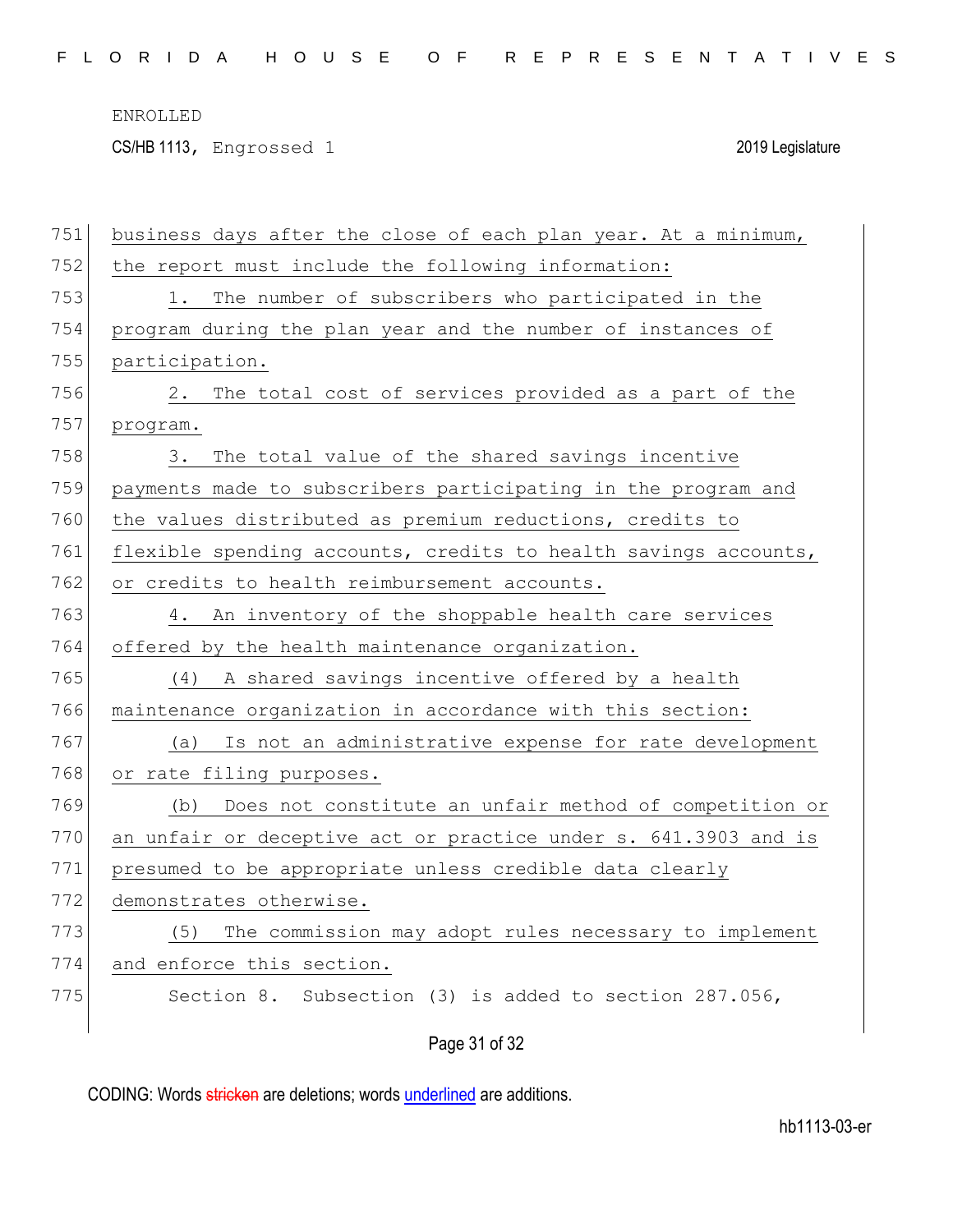ENROLLED

CS/HB 1113, Engrossed 1 2019 Legislature

business days after the close of each plan year. At a minimum, the report must include the following information:

1. The number of subscribers who participated in the program during the plan year and the number of instances of participation.

2. The total cost of services provided as a part of the program.

3. The total value of the shared savings incentive payments made to subscribers participating in the program and the values distributed as premium reductions, credits to flexible spending accounts, credits to health savings accounts, or credits to health reimbursement accounts.

4. An inventory of the shoppable health care services offered by the health maintenance organization.

(4) A shared savings incentive offered by a health maintenance organization in accordance with this section:

(a) Is not an administrative expense for rate development or rate filing purposes.

(b) Does not constitute an unfair method of competition or an unfair or deceptive act or practice under s. 641.3903 and is presumed to be appropriate unless credible data clearly demonstrates otherwise.

(5) The commission may adopt rules necessary to implement and enforce this section.

Section 8. Subsection (3) is added to section 287.056,

CODING: Words stricken are deletions; words underlined are additions.

hb1113-03-er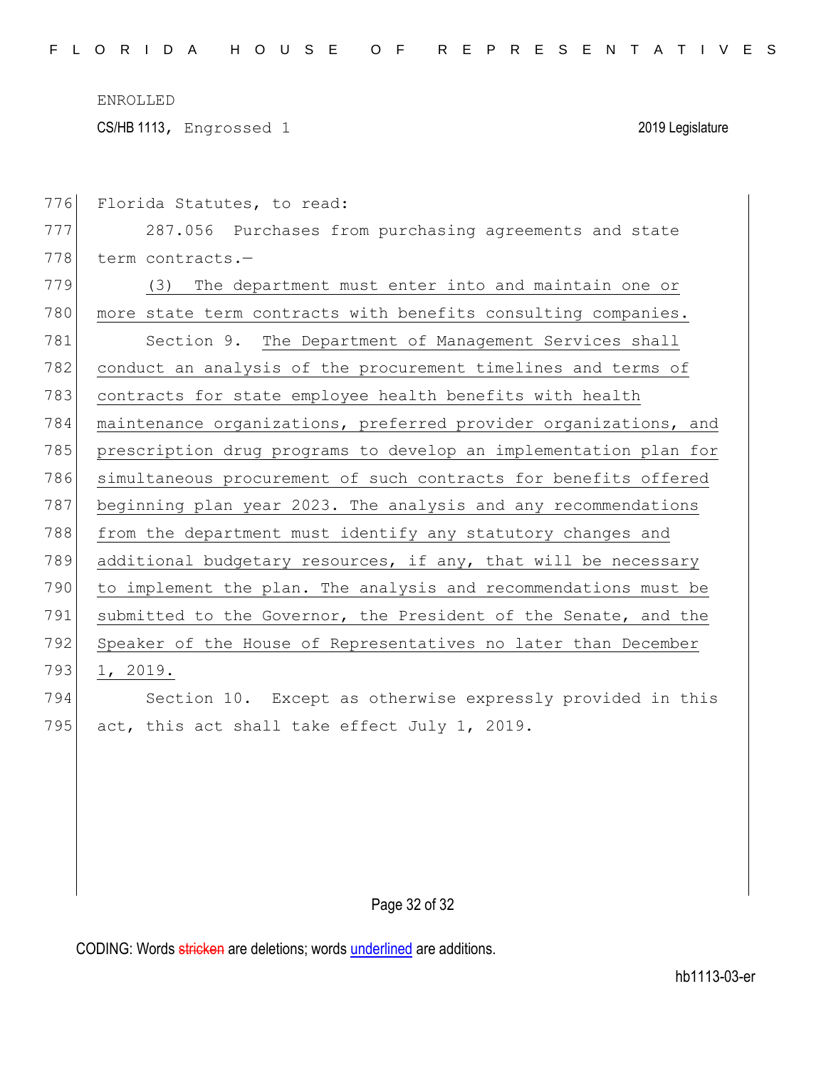Florida Statutes, to read:

287.056 Purchases from purchasing agreements and state term contracts.—

(3) The department must enter into and maintain one or more state term contracts with benefits consulting companies.

Section 9. The Department of Management Services shall conduct an analysis of the procurement timelines and terms of contracts for state employee health benefits with health maintenance organizations, preferred provider organizations, and prescription drug programs to develop an implementation plan for simultaneous procurement of such contracts for benefits offered beginning plan year 2023. The analysis and any recommendations from the department must identify any statutory changes and additional budgetary resources, if any, that will be necessary to implement the plan. The analysis and recommendations must be submitted to the Governor, the President of the Senate, and the Speaker of the House of Representatives no later than December 1, 2019.

Section 10. Except as otherwise expressly provided in this act, this act shall take effect July 1, 2019.

CODING: Words stricken are deletions; words underlined are additions.